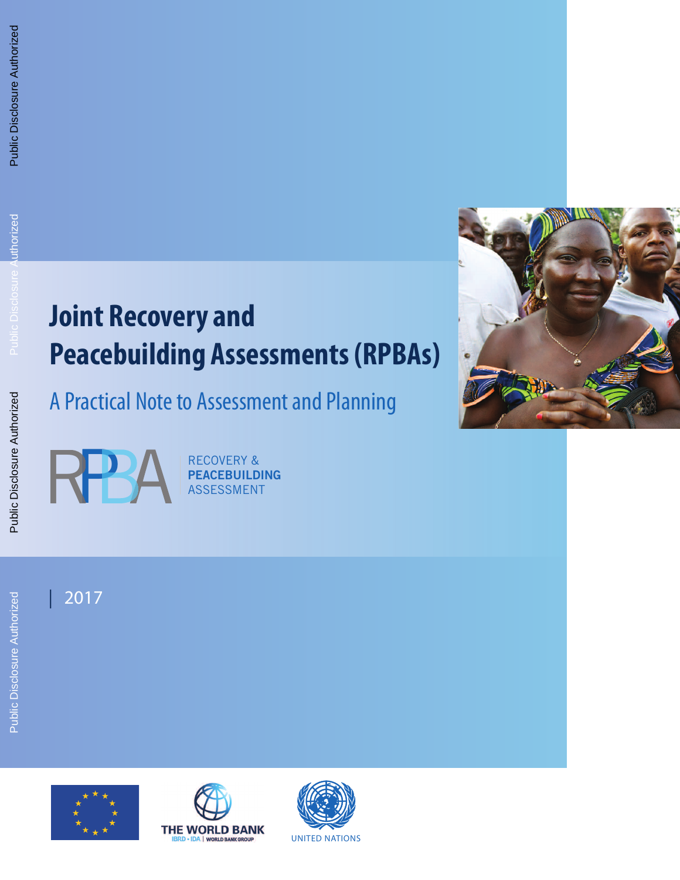# Joint Recovery and Peacebuilding Assessments (RPBAs)

## A Practical Note to Assessment and Planning

RPBA

RECOVERY &
**PEACEBUILDING**
ASSESSMENT

| 2017

THE WORLD BANK
IBRD • IDA | WORLD BANK GROUP

UNITED NATIONS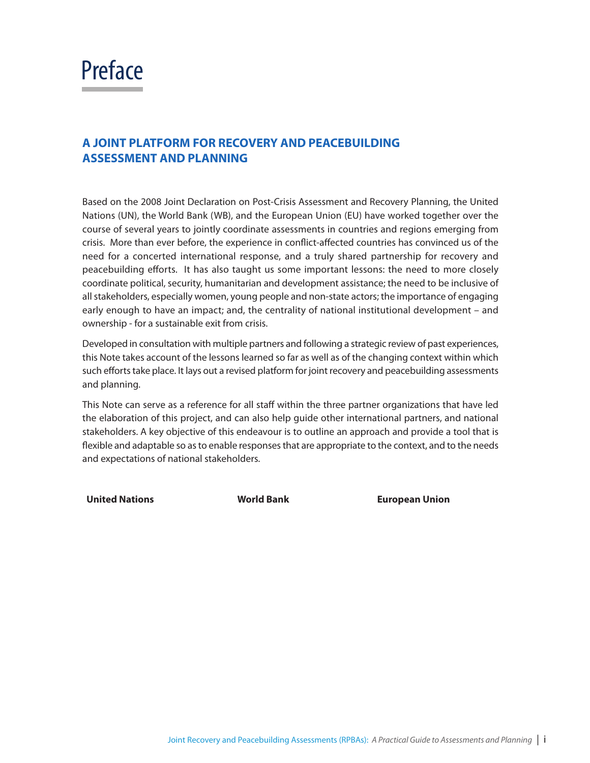# Preface

## A JOINT PLATFORM FOR RECOVERY AND PEACEBUILDING ASSESSMENT AND PLANNING

Based on the 2008 Joint Declaration on Post-Crisis Assessment and Recovery Planning, the United Nations (UN), the World Bank (WB), and the European Union (EU) have worked together over the course of several years to jointly coordinate assessments in countries and regions emerging from crisis. More than ever before, the experience in conflict-affected countries has convinced us of the need for a concerted international response, and a truly shared partnership for recovery and peacebuilding efforts. It has also taught us some important lessons: the need to more closely coordinate political, security, humanitarian and development assistance; the need to be inclusive of all stakeholders, especially women, young people and non-state actors; the importance of engaging early enough to have an impact; and, the centrality of national institutional development – and ownership - for a sustainable exit from crisis.

Developed in consultation with multiple partners and following a strategic review of past experiences, this Note takes account of the lessons learned so far as well as of the changing context within which such efforts take place. It lays out a revised platform for joint recovery and peacebuilding assessments and planning.

This Note can serve as a reference for all staff within the three partner organizations that have led the elaboration of this project, and can also help guide other international partners, and national stakeholders. A key objective of this endeavour is to outline an approach and provide a tool that is flexible and adaptable so as to enable responses that are appropriate to the context, and to the needs and expectations of national stakeholders.

**United Nations** **World Bank** **European Union**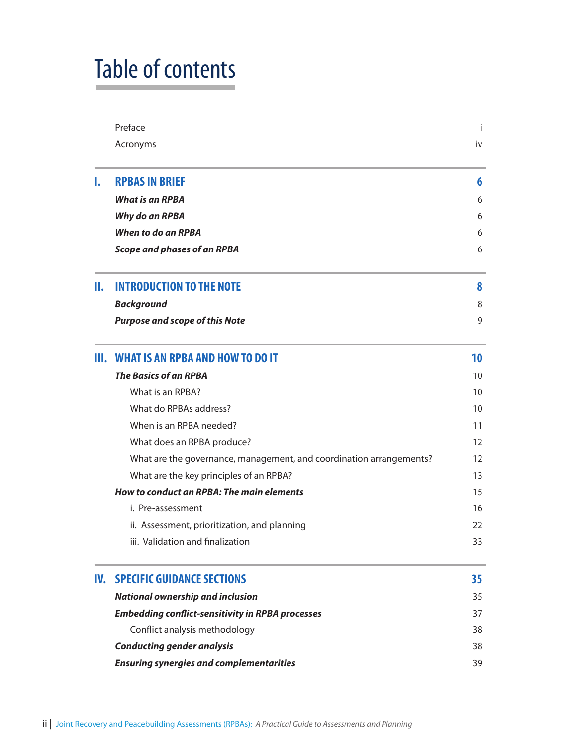# Table of contents

| | | |
|---|---|---|
| | Preface | i |
| | Acronyms | iv |
| **I.** | **RPBAS IN BRIEF** | **6** |
| | ***What is an RPBA*** | 6 |
| | ***Why do an RPBA*** | 6 |
| | ***When to do an RPBA*** | 6 |
| | ***Scope and phases of an RPBA*** | 6 |
| **II.** | **INTRODUCTION TO THE NOTE** | **8** |
| | ***Background*** | 8 |
| | ***Purpose and scope of this Note*** | 9 |
| **III.** | **WHAT IS AN RPBA AND HOW TO DO IT** | **10** |
| | ***The Basics of an RPBA*** | 10 |
| | What is an RPBA? | 10 |
| | What do RPBAs address? | 10 |
| | When is an RPBA needed? | 11 |
| | What does an RPBA produce? | 12 |
| | What are the governance, management, and coordination arrangements? | 12 |
| | What are the key principles of an RPBA? | 13 |
| | ***How to conduct an RPBA: The main elements*** | 15 |
| | i. Pre-assessment | 16 |
| | ii. Assessment, prioritization, and planning | 22 |
| | iii. Validation and finalization | 33 |
| **IV.** | **SPECIFIC GUIDANCE SECTIONS** | **35** |
| | ***National ownership and inclusion*** | 35 |
| | ***Embedding conflict-sensitivity in RPBA processes*** | 37 |
| | Conflict analysis methodology | 38 |
| | ***Conducting gender analysis*** | 38 |
| | ***Ensuring synergies and complementarities*** | 39 |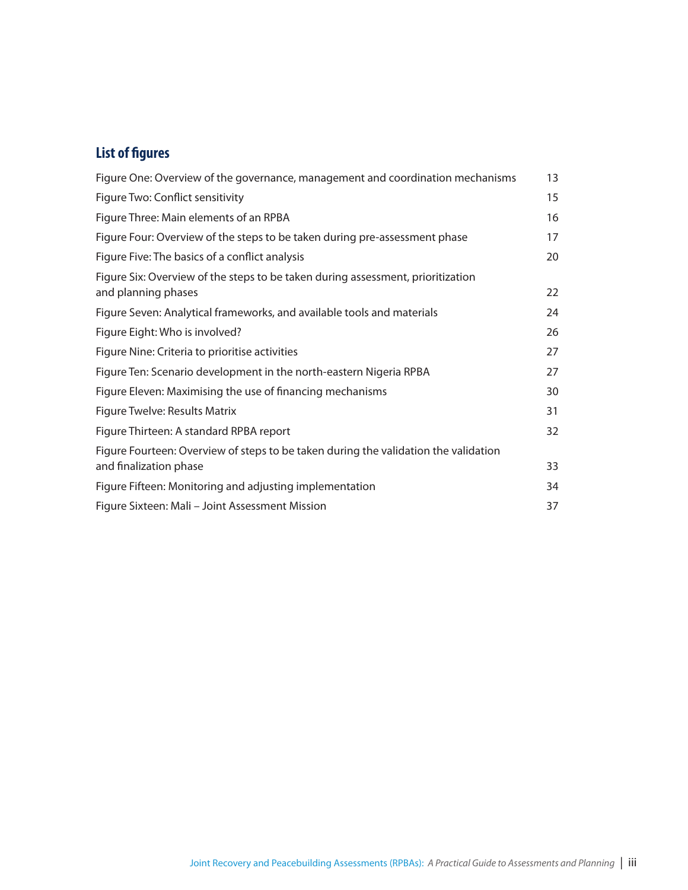## List of figures

| | |
|---|---|
| Figure One: Overview of the governance, management and coordination mechanisms | 13 |
| Figure Two: Conflict sensitivity | 15 |
| Figure Three: Main elements of an RPBA | 16 |
| Figure Four: Overview of the steps to be taken during pre-assessment phase | 17 |
| Figure Five: The basics of a conflict analysis | 20 |
| Figure Six: Overview of the steps to be taken during assessment, prioritization and planning phases | 22 |
| Figure Seven: Analytical frameworks, and available tools and materials | 24 |
| Figure Eight: Who is involved? | 26 |
| Figure Nine: Criteria to prioritise activities | 27 |
| Figure Ten: Scenario development in the north-eastern Nigeria RPBA | 27 |
| Figure Eleven: Maximising the use of financing mechanisms | 30 |
| Figure Twelve: Results Matrix | 31 |
| Figure Thirteen: A standard RPBA report | 32 |
| Figure Fourteen: Overview of steps to be taken during the validation the validation and finalization phase | 33 |
| Figure Fifteen: Monitoring and adjusting implementation | 34 |
| Figure Sixteen: Mali – Joint Assessment Mission | 37 |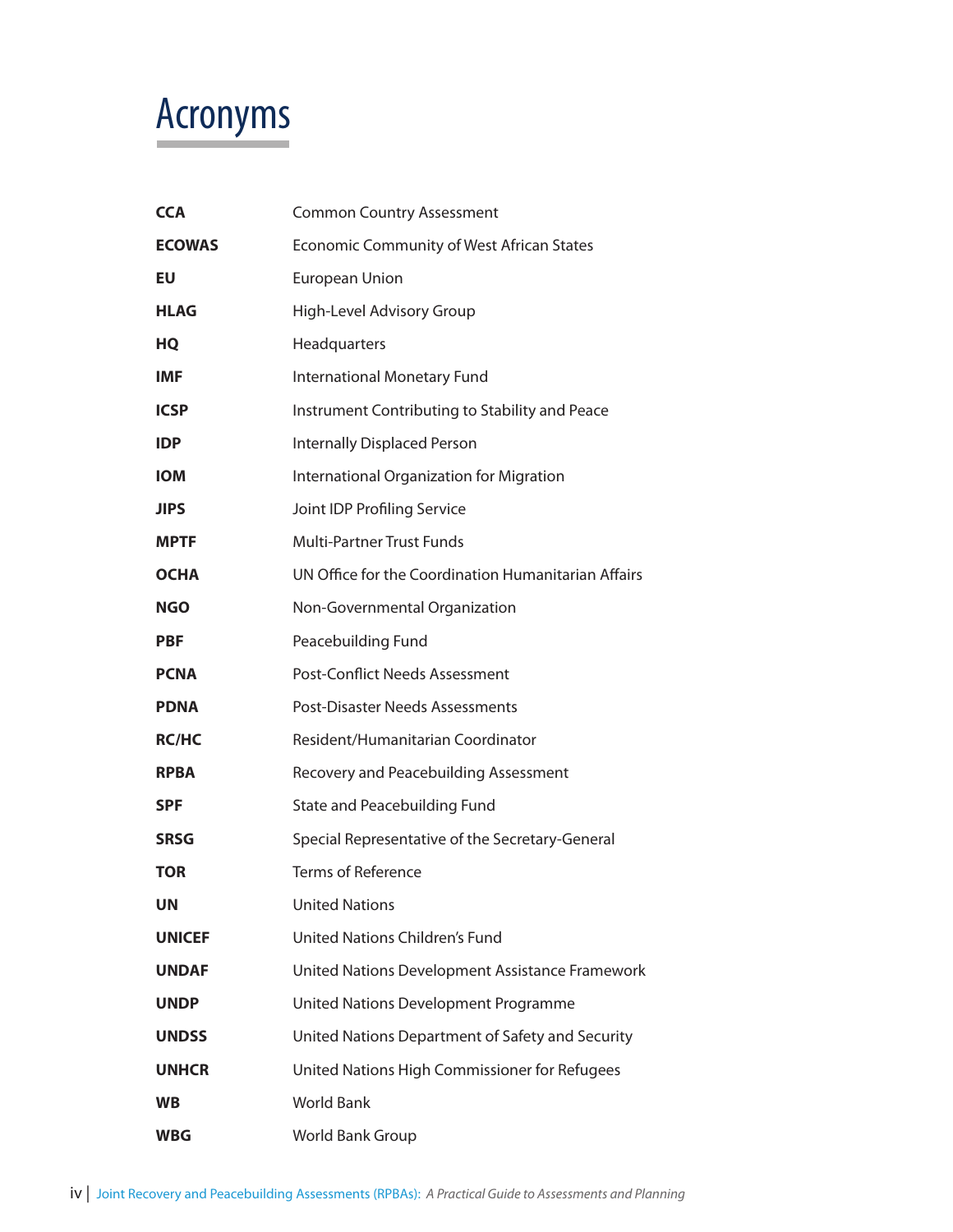# Acronyms

| | |
|---|---|
| **CCA** | Common Country Assessment |
| **ECOWAS** | Economic Community of West African States |
| **EU** | European Union |
| **HLAG** | High-Level Advisory Group |
| **HQ** | Headquarters |
| **IMF** | International Monetary Fund |
| **ICSP** | Instrument Contributing to Stability and Peace |
| **IDP** | Internally Displaced Person |
| **IOM** | International Organization for Migration |
| **JIPS** | Joint IDP Profiling Service |
| **MPTF** | Multi-Partner Trust Funds |
| **OCHA** | UN Office for the Coordination Humanitarian Affairs |
| **NGO** | Non-Governmental Organization |
| **PBF** | Peacebuilding Fund |
| **PCNA** | Post-Conflict Needs Assessment |
| **PDNA** | Post-Disaster Needs Assessments |
| **RC/HC** | Resident/Humanitarian Coordinator |
| **RPBA** | Recovery and Peacebuilding Assessment |
| **SPF** | State and Peacebuilding Fund |
| **SRSG** | Special Representative of the Secretary-General |
| **TOR** | Terms of Reference |
| **UN** | United Nations |
| **UNICEF** | United Nations Children's Fund |
| **UNDAF** | United Nations Development Assistance Framework |
| **UNDP** | United Nations Development Programme |
| **UNDSS** | United Nations Department of Safety and Security |
| **UNHCR** | United Nations High Commissioner for Refugees |
| **WB** | World Bank |
| **WBG** | World Bank Group |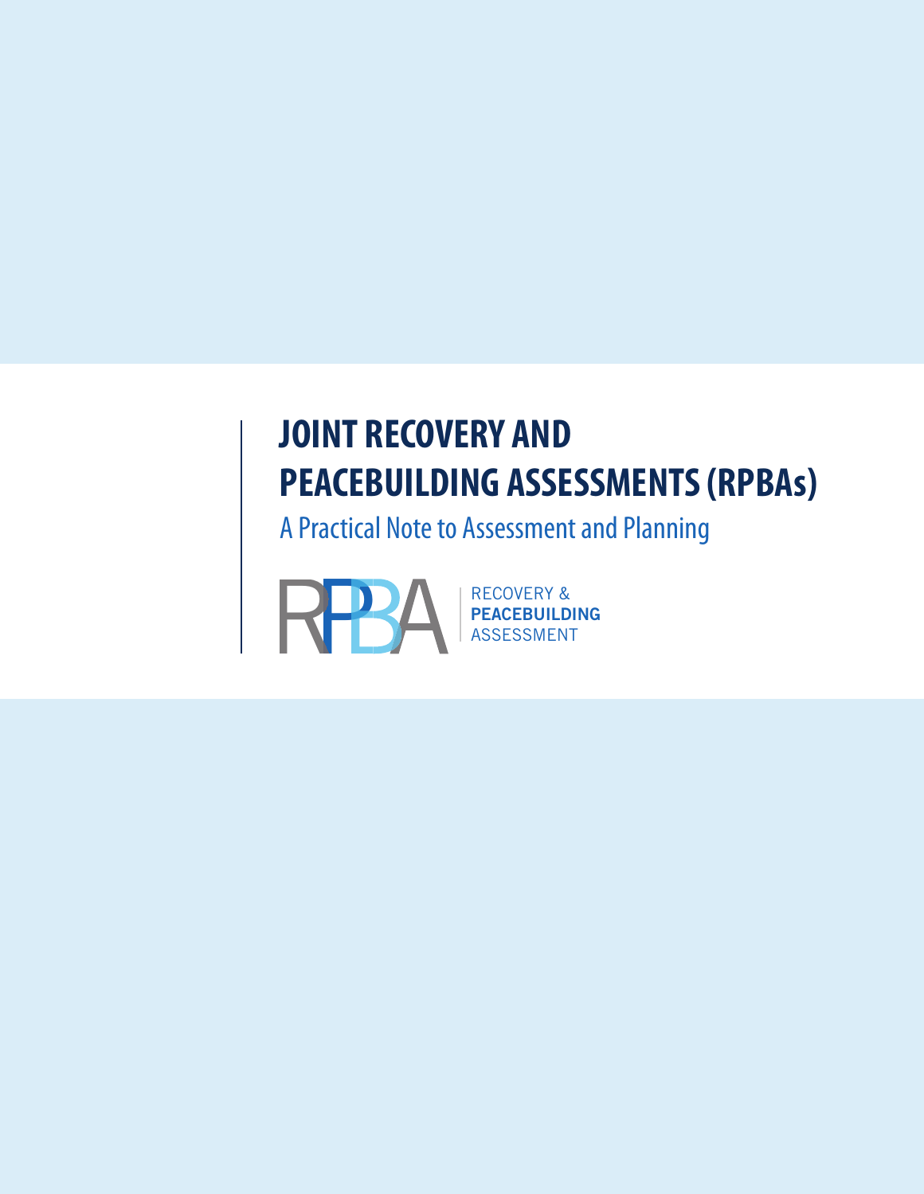# JOINT RECOVERY AND PEACEBUILDING ASSESSMENTS (RPBAs)

## A Practical Note to Assessment and Planning

RPBA

RECOVERY &
**PEACEBUILDING**
ASSESSMENT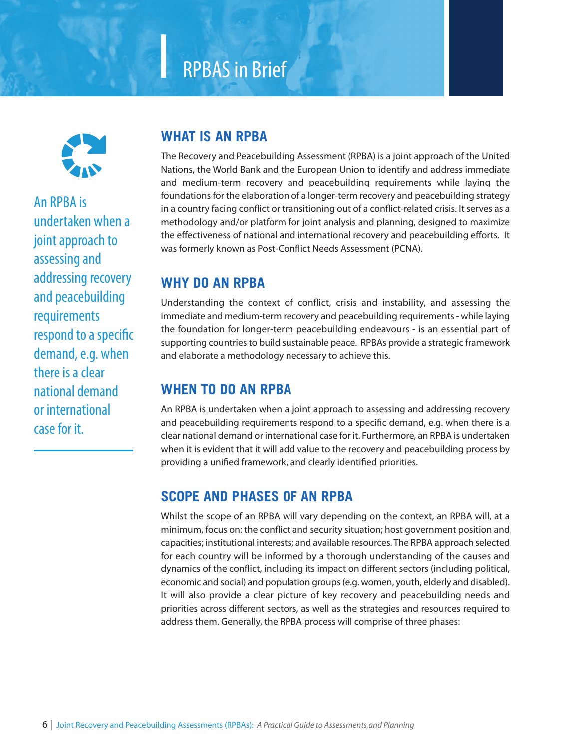# RPBAS in Brief

An RPBA is undertaken when a joint approach to assessing and addressing recovery and peacebuilding requirements respond to a specific demand, e.g. when there is a clear national demand or international case for it.

## WHAT IS AN RPBA

The Recovery and Peacebuilding Assessment (RPBA) is a joint approach of the United Nations, the World Bank and the European Union to identify and address immediate and medium-term recovery and peacebuilding requirements while laying the foundations for the elaboration of a longer-term recovery and peacebuilding strategy in a country facing conflict or transitioning out of a conflict-related crisis. It serves as a methodology and/or platform for joint analysis and planning, designed to maximize the effectiveness of national and international recovery and peacebuilding efforts. It was formerly known as Post-Conflict Needs Assessment (PCNA).

## WHY DO AN RPBA

Understanding the context of conflict, crisis and instability, and assessing the immediate and medium-term recovery and peacebuilding requirements - while laying the foundation for longer-term peacebuilding endeavours - is an essential part of supporting countries to build sustainable peace. RPBAs provide a strategic framework and elaborate a methodology necessary to achieve this.

## WHEN TO DO AN RPBA

An RPBA is undertaken when a joint approach to assessing and addressing recovery and peacebuilding requirements respond to a specific demand, e.g. when there is a clear national demand or international case for it. Furthermore, an RPBA is undertaken when it is evident that it will add value to the recovery and peacebuilding process by providing a unified framework, and clearly identified priorities.

## SCOPE AND PHASES OF AN RPBA

Whilst the scope of an RPBA will vary depending on the context, an RPBA will, at a minimum, focus on: the conflict and security situation; host government position and capacities; institutional interests; and available resources. The RPBA approach selected for each country will be informed by a thorough understanding of the causes and dynamics of the conflict, including its impact on different sectors (including political, economic and social) and population groups (e.g. women, youth, elderly and disabled). It will also provide a clear picture of key recovery and peacebuilding needs and priorities across different sectors, as well as the strategies and resources required to address them. Generally, the RPBA process will comprise of three phases: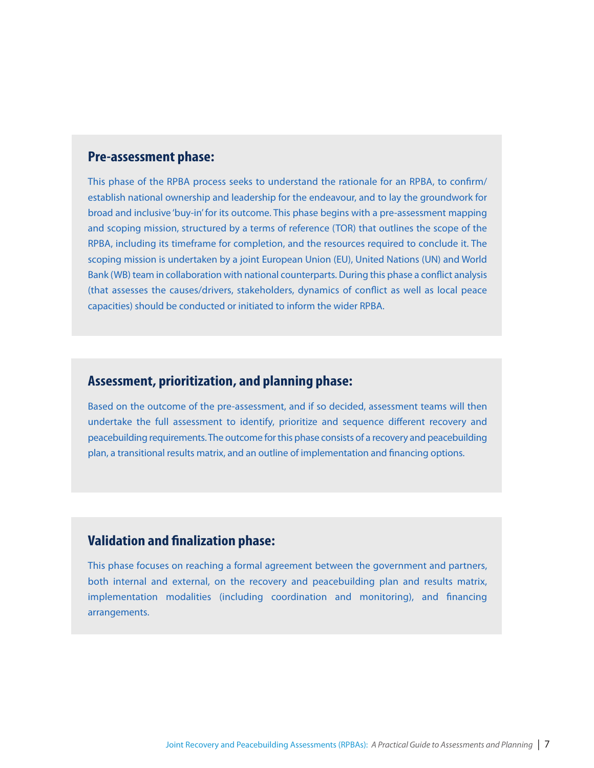### Pre-assessment phase:

This phase of the RPBA process seeks to understand the rationale for an RPBA, to confirm/establish national ownership and leadership for the endeavour, and to lay the groundwork for broad and inclusive 'buy-in' for its outcome. This phase begins with a pre-assessment mapping and scoping mission, structured by a terms of reference (TOR) that outlines the scope of the RPBA, including its timeframe for completion, and the resources required to conclude it. The scoping mission is undertaken by a joint European Union (EU), United Nations (UN) and World Bank (WB) team in collaboration with national counterparts. During this phase a conflict analysis (that assesses the causes/drivers, stakeholders, dynamics of conflict as well as local peace capacities) should be conducted or initiated to inform the wider RPBA.

### Assessment, prioritization, and planning phase:

Based on the outcome of the pre-assessment, and if so decided, assessment teams will then undertake the full assessment to identify, prioritize and sequence different recovery and peacebuilding requirements. The outcome for this phase consists of a recovery and peacebuilding plan, a transitional results matrix, and an outline of implementation and financing options.

### Validation and finalization phase:

This phase focuses on reaching a formal agreement between the government and partners, both internal and external, on the recovery and peacebuilding plan and results matrix, implementation modalities (including coordination and monitoring), and financing arrangements.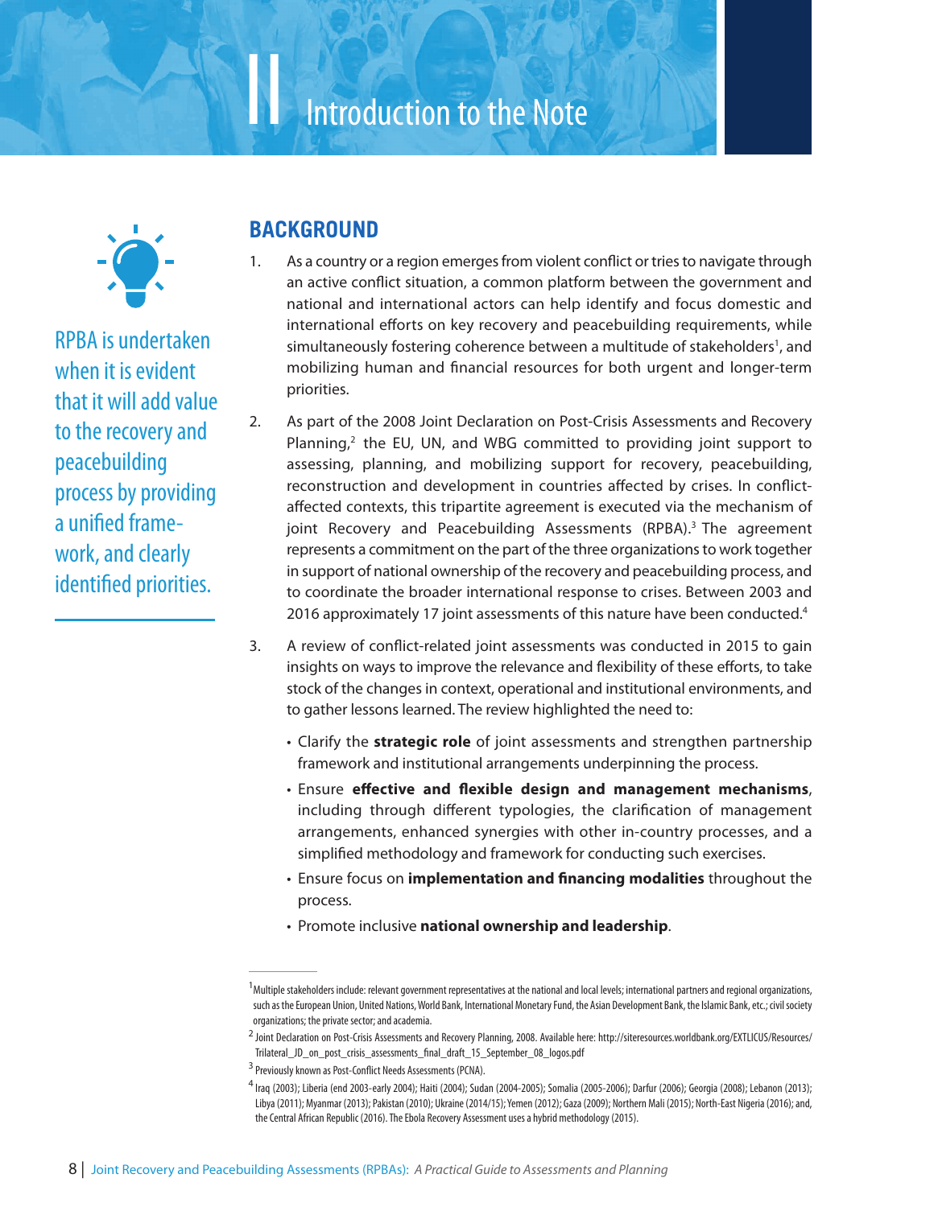# II Introduction to the Note

RPBA is undertaken when it is evident that it will add value to the recovery and peacebuilding process by providing a unified framework, and clearly identified priorities.

## BACKGROUND

1. As a country or a region emerges from violent conflict or tries to navigate through an active conflict situation, a common platform between the government and national and international actors can help identify and focus domestic and international efforts on key recovery and peacebuilding requirements, while simultaneously fostering coherence between a multitude of stakeholders[1], and mobilizing human and financial resources for both urgent and longer-term priorities.

2. As part of the 2008 Joint Declaration on Post-Crisis Assessments and Recovery Planning,[2] the EU, UN, and WBG committed to providing joint support to assessing, planning, and mobilizing support for recovery, peacebuilding, reconstruction and development in countries affected by crises. In conflict-affected contexts, this tripartite agreement is executed via the mechanism of joint Recovery and Peacebuilding Assessments (RPBA).[3] The agreement represents a commitment on the part of the three organizations to work together in support of national ownership of the recovery and peacebuilding process, and to coordinate the broader international response to crises. Between 2003 and 2016 approximately 17 joint assessments of this nature have been conducted.[4]

3. A review of conflict-related joint assessments was conducted in 2015 to gain insights on ways to improve the relevance and flexibility of these efforts, to take stock of the changes in context, operational and institutional environments, and to gather lessons learned. The review highlighted the need to:

   - Clarify the **strategic role** of joint assessments and strengthen partnership framework and institutional arrangements underpinning the process.
   - Ensure **effective and flexible design and management mechanisms**, including through different typologies, the clarification of management arrangements, enhanced synergies with other in-country processes, and a simplified methodology and framework for conducting such exercises.
   - Ensure focus on **implementation and financing modalities** throughout the process.
   - Promote inclusive **national ownership and leadership**.

---

[1] Multiple stakeholders include: relevant government representatives at the national and local levels; international partners and regional organizations, such as the European Union, United Nations, World Bank, International Monetary Fund, the Asian Development Bank, the Islamic Bank, etc.; civil society organizations; the private sector; and academia.

[2] Joint Declaration on Post-Crisis Assessments and Recovery Planning, 2008. Available here: http://siteresources.worldbank.org/EXTLICUS/Resources/Trilateral_JD_on_post_crisis_assessments_final_draft_15_September_08_logos.pdf

[3] Previously known as Post-Conflict Needs Assessments (PCNA).

[4] Iraq (2003); Liberia (end 2003-early 2004); Haiti (2004); Sudan (2004-2005); Somalia (2005-2006); Darfur (2006); Georgia (2008); Lebanon (2013); Libya (2011); Myanmar (2013); Pakistan (2010); Ukraine (2014/15); Yemen (2012); Gaza (2009); Northern Mali (2015); North-East Nigeria (2016); and, the Central African Republic (2016). The Ebola Recovery Assessment uses a hybrid methodology (2015).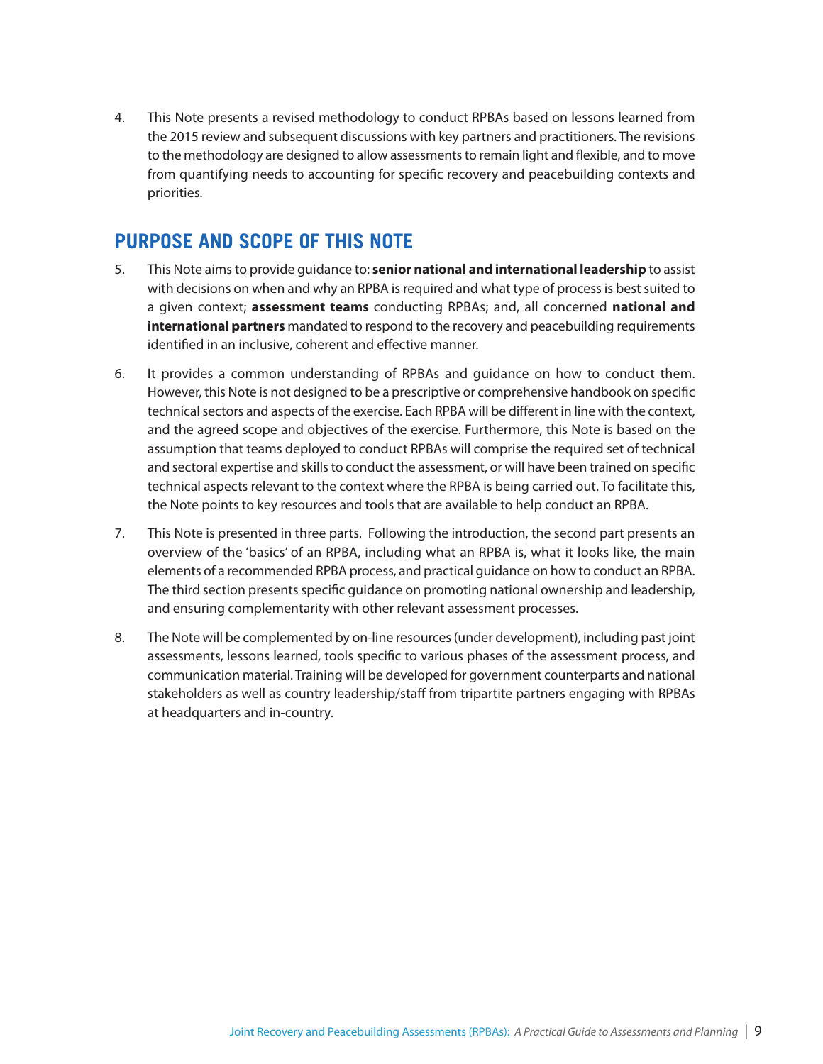4. This Note presents a revised methodology to conduct RPBAs based on lessons learned from the 2015 review and subsequent discussions with key partners and practitioners. The revisions to the methodology are designed to allow assessments to remain light and flexible, and to move from quantifying needs to accounting for specific recovery and peacebuilding contexts and priorities.

## PURPOSE AND SCOPE OF THIS NOTE

5. This Note aims to provide guidance to: **senior national and international leadership** to assist with decisions on when and why an RPBA is required and what type of process is best suited to a given context; **assessment teams** conducting RPBAs; and, all concerned **national and international partners** mandated to respond to the recovery and peacebuilding requirements identified in an inclusive, coherent and effective manner.

6. It provides a common understanding of RPBAs and guidance on how to conduct them. However, this Note is not designed to be a prescriptive or comprehensive handbook on specific technical sectors and aspects of the exercise. Each RPBA will be different in line with the context, and the agreed scope and objectives of the exercise. Furthermore, this Note is based on the assumption that teams deployed to conduct RPBAs will comprise the required set of technical and sectoral expertise and skills to conduct the assessment, or will have been trained on specific technical aspects relevant to the context where the RPBA is being carried out. To facilitate this, the Note points to key resources and tools that are available to help conduct an RPBA.

7. This Note is presented in three parts. Following the introduction, the second part presents an overview of the 'basics' of an RPBA, including what an RPBA is, what it looks like, the main elements of a recommended RPBA process, and practical guidance on how to conduct an RPBA. The third section presents specific guidance on promoting national ownership and leadership, and ensuring complementarity with other relevant assessment processes.

8. The Note will be complemented by on-line resources (under development), including past joint assessments, lessons learned, tools specific to various phases of the assessment process, and communication material. Training will be developed for government counterparts and national stakeholders as well as country leadership/staff from tripartite partners engaging with RPBAs at headquarters and in-country.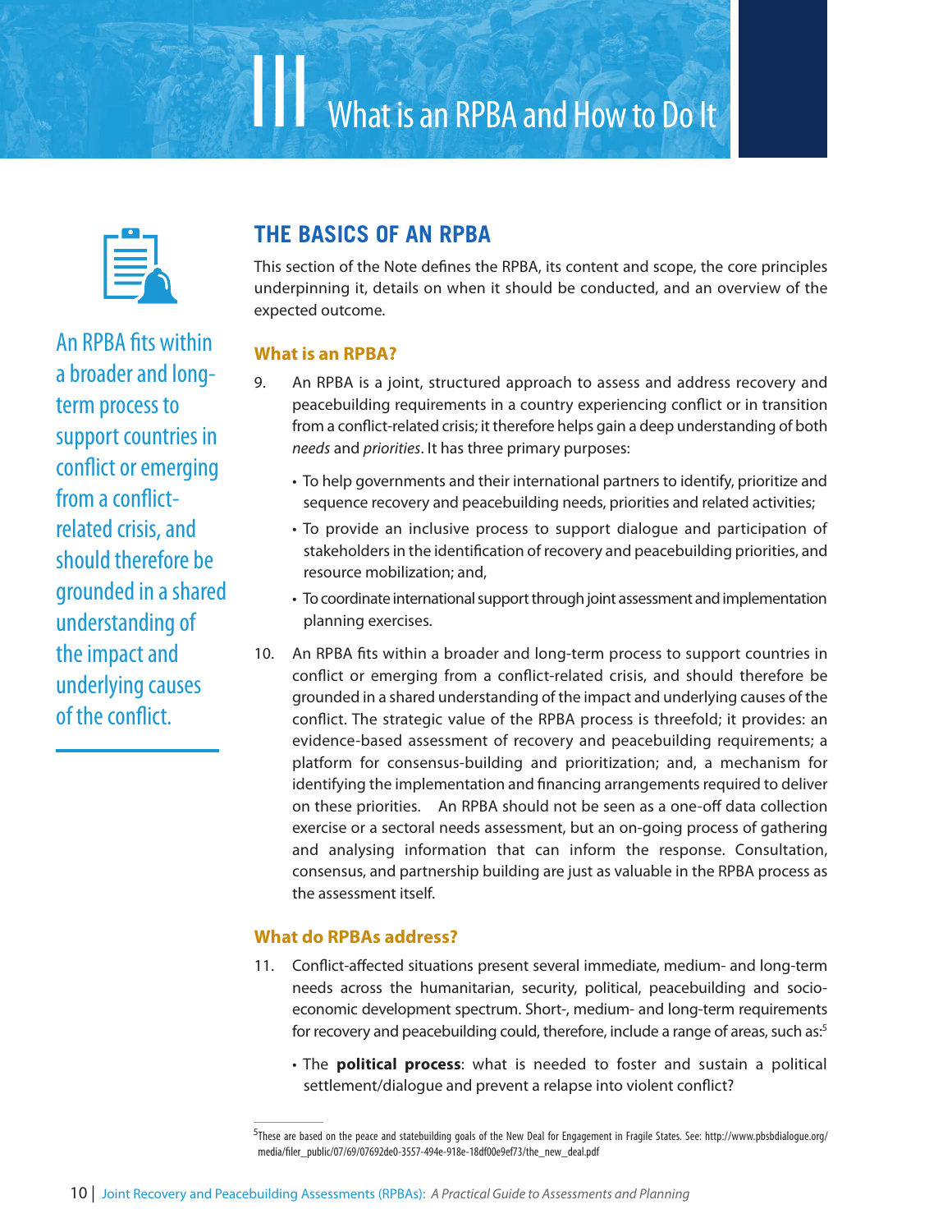# III What is an RPBA and How to Do It

An RPBA fits within a broader and long-term process to support countries in conflict or emerging from a conflict-related crisis, and should therefore be grounded in a shared understanding of the impact and underlying causes of the conflict.

## THE BASICS OF AN RPBA

This section of the Note defines the RPBA, its content and scope, the core principles underpinning it, details on when it should be conducted, and an overview of the expected outcome.

### What is an RPBA?

9. An RPBA is a joint, structured approach to assess and address recovery and peacebuilding requirements in a country experiencing conflict or in transition from a conflict-related crisis; it therefore helps gain a deep understanding of both *needs* and *priorities*. It has three primary purposes:

   - To help governments and their international partners to identify, prioritize and sequence recovery and peacebuilding needs, priorities and related activities;
   - To provide an inclusive process to support dialogue and participation of stakeholders in the identification of recovery and peacebuilding priorities, and resource mobilization; and,
   - To coordinate international support through joint assessment and implementation planning exercises.

10. An RPBA fits within a broader and long-term process to support countries in conflict or emerging from a conflict-related crisis, and should therefore be grounded in a shared understanding of the impact and underlying causes of the conflict. The strategic value of the RPBA process is threefold; it provides: an evidence-based assessment of recovery and peacebuilding requirements; a platform for consensus-building and prioritization; and, a mechanism for identifying the implementation and financing arrangements required to deliver on these priorities. An RPBA should not be seen as a one-off data collection exercise or a sectoral needs assessment, but an on-going process of gathering and analysing information that can inform the response. Consultation, consensus, and partnership building are just as valuable in the RPBA process as the assessment itself.

### What do RPBAs address?

11. Conflict-affected situations present several immediate, medium- and long-term needs across the humanitarian, security, political, peacebuilding and socio-economic development spectrum. Short-, medium- and long-term requirements for recovery and peacebuilding could, therefore, include a range of areas, such as:[5]

   - The **political process**: what is needed to foster and sustain a political settlement/dialogue and prevent a relapse into violent conflict?

[5] These are based on the peace and statebuilding goals of the New Deal for Engagement in Fragile States. See: http://www.pbsbdialogue.org/media/filer_public/07/69/07692de0-3557-494e-918e-18df00e9ef73/the_new_deal.pdf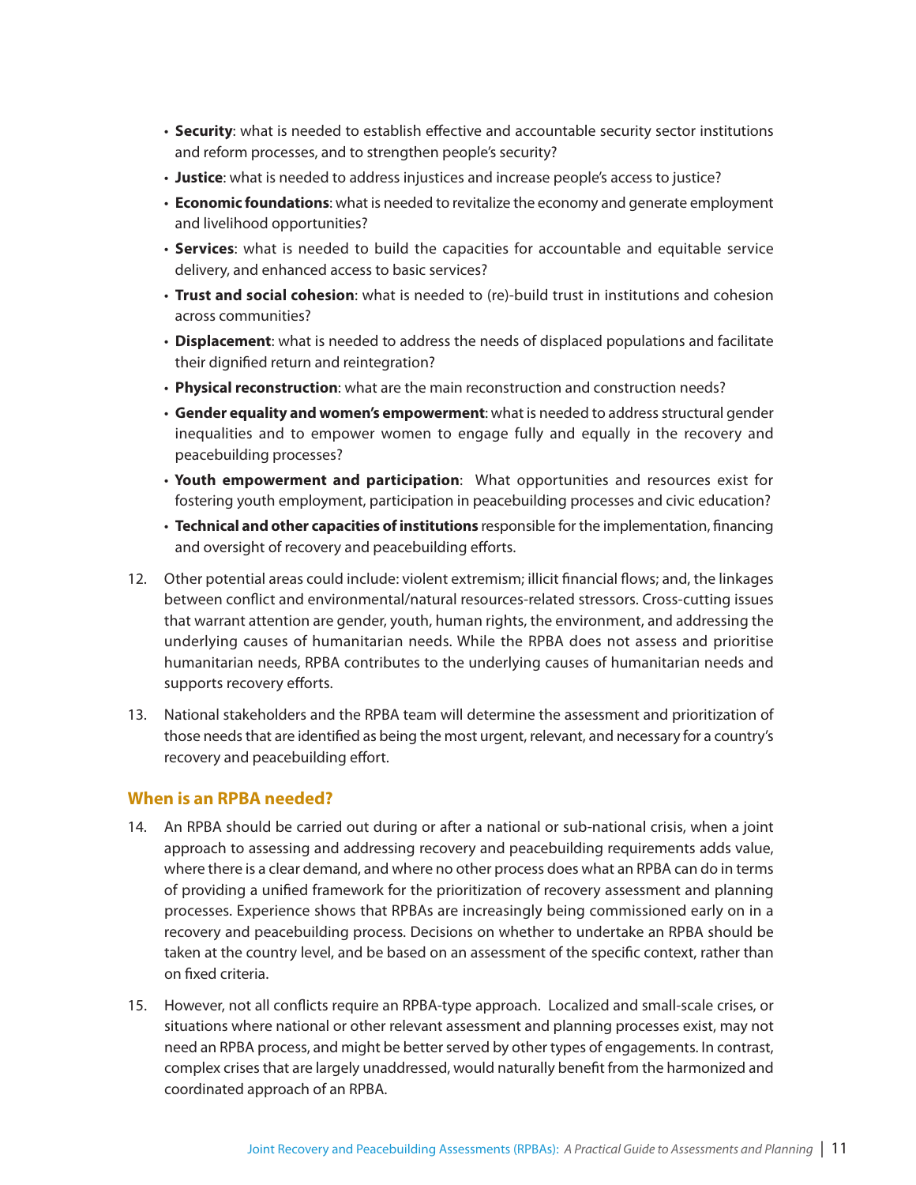- **Security**: what is needed to establish effective and accountable security sector institutions and reform processes, and to strengthen people's security?
- **Justice**: what is needed to address injustices and increase people's access to justice?
- **Economic foundations**: what is needed to revitalize the economy and generate employment and livelihood opportunities?
- **Services**: what is needed to build the capacities for accountable and equitable service delivery, and enhanced access to basic services?
- **Trust and social cohesion**: what is needed to (re)-build trust in institutions and cohesion across communities?
- **Displacement**: what is needed to address the needs of displaced populations and facilitate their dignified return and reintegration?
- **Physical reconstruction**: what are the main reconstruction and construction needs?
- **Gender equality and women's empowerment**: what is needed to address structural gender inequalities and to empower women to engage fully and equally in the recovery and peacebuilding processes?
- **Youth empowerment and participation**: What opportunities and resources exist for fostering youth employment, participation in peacebuilding processes and civic education?
- **Technical and other capacities of institutions** responsible for the implementation, financing and oversight of recovery and peacebuilding efforts.

12. Other potential areas could include: violent extremism; illicit financial flows; and, the linkages between conflict and environmental/natural resources-related stressors. Cross-cutting issues that warrant attention are gender, youth, human rights, the environment, and addressing the underlying causes of humanitarian needs. While the RPBA does not assess and prioritise humanitarian needs, RPBA contributes to the underlying causes of humanitarian needs and supports recovery efforts.

13. National stakeholders and the RPBA team will determine the assessment and prioritization of those needs that are identified as being the most urgent, relevant, and necessary for a country's recovery and peacebuilding effort.

### When is an RPBA needed?

14. An RPBA should be carried out during or after a national or sub-national crisis, when a joint approach to assessing and addressing recovery and peacebuilding requirements adds value, where there is a clear demand, and where no other process does what an RPBA can do in terms of providing a unified framework for the prioritization of recovery assessment and planning processes. Experience shows that RPBAs are increasingly being commissioned early on in a recovery and peacebuilding process. Decisions on whether to undertake an RPBA should be taken at the country level, and be based on an assessment of the specific context, rather than on fixed criteria.

15. However, not all conflicts require an RPBA-type approach. Localized and small-scale crises, or situations where national or other relevant assessment and planning processes exist, may not need an RPBA process, and might be better served by other types of engagements. In contrast, complex crises that are largely unaddressed, would naturally benefit from the harmonized and coordinated approach of an RPBA.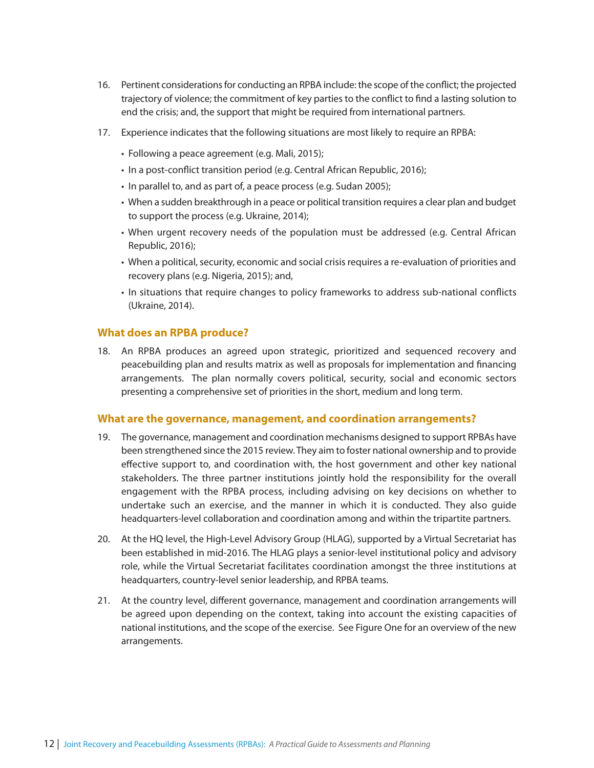16. Pertinent considerations for conducting an RPBA include: the scope of the conflict; the projected trajectory of violence; the commitment of key parties to the conflict to find a lasting solution to end the crisis; and, the support that might be required from international partners.

17. Experience indicates that the following situations are most likely to require an RPBA:

    - Following a peace agreement (e.g. Mali, 2015);
    - In a post-conflict transition period (e.g. Central African Republic, 2016);
    - In parallel to, and as part of, a peace process (e.g. Sudan 2005);
    - When a sudden breakthrough in a peace or political transition requires a clear plan and budget to support the process (e.g. Ukraine, 2014);
    - When urgent recovery needs of the population must be addressed (e.g. Central African Republic, 2016);
    - When a political, security, economic and social crisis requires a re-evaluation of priorities and recovery plans (e.g. Nigeria, 2015); and,
    - In situations that require changes to policy frameworks to address sub-national conflicts (Ukraine, 2014).

## What does an RPBA produce?

18. An RPBA produces an agreed upon strategic, prioritized and sequenced recovery and peacebuilding plan and results matrix as well as proposals for implementation and financing arrangements. The plan normally covers political, security, social and economic sectors presenting a comprehensive set of priorities in the short, medium and long term.

## What are the governance, management, and coordination arrangements?

19. The governance, management and coordination mechanisms designed to support RPBAs have been strengthened since the 2015 review. They aim to foster national ownership and to provide effective support to, and coordination with, the host government and other key national stakeholders. The three partner institutions jointly hold the responsibility for the overall engagement with the RPBA process, including advising on key decisions on whether to undertake such an exercise, and the manner in which it is conducted. They also guide headquarters-level collaboration and coordination among and within the tripartite partners.

20. At the HQ level, the High-Level Advisory Group (HLAG), supported by a Virtual Secretariat has been established in mid-2016. The HLAG plays a senior-level institutional policy and advisory role, while the Virtual Secretariat facilitates coordination amongst the three institutions at headquarters, country-level senior leadership, and RPBA teams.

21. At the country level, different governance, management and coordination arrangements will be agreed upon depending on the context, taking into account the existing capacities of national institutions, and the scope of the exercise. See Figure One for an overview of the new arrangements.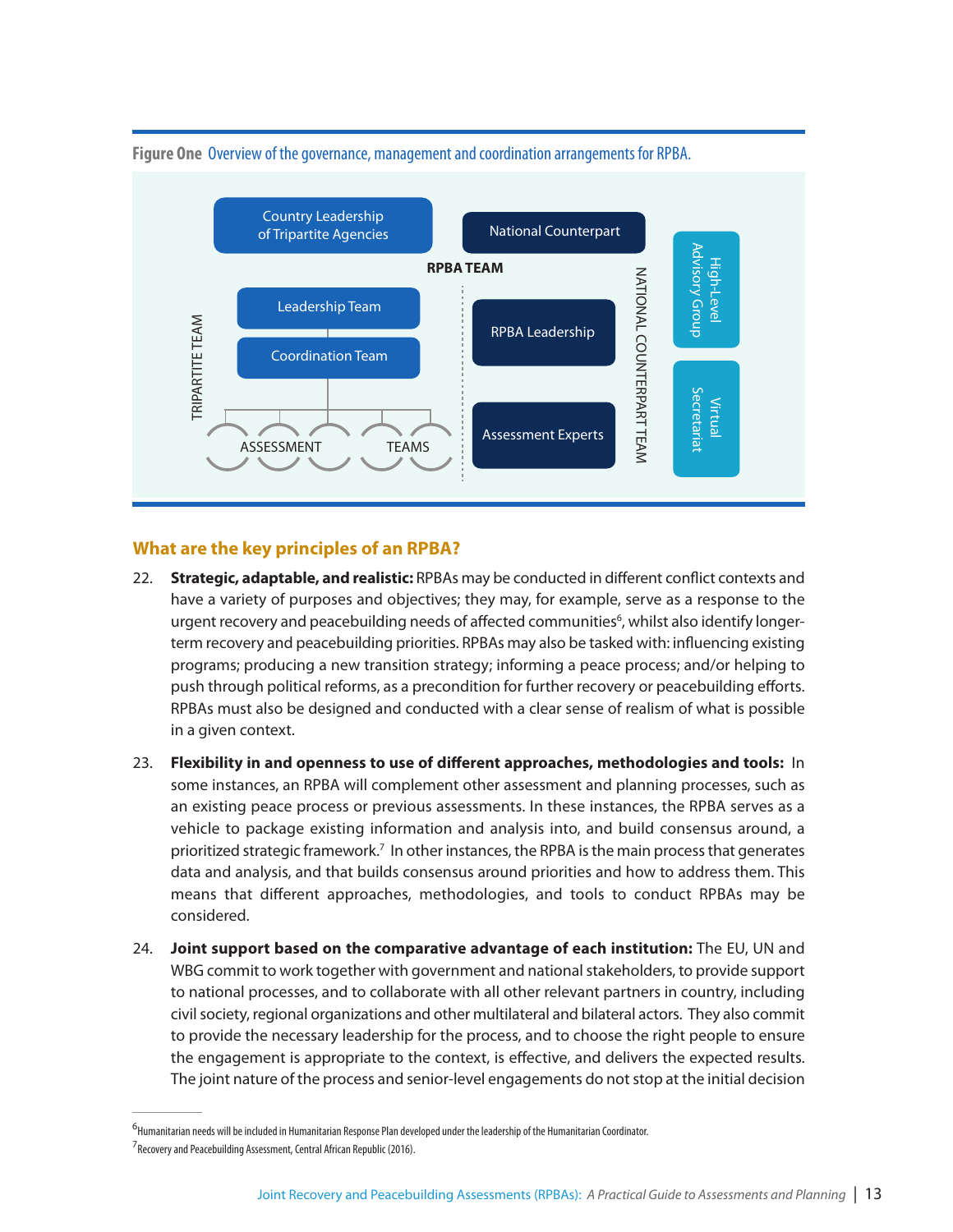**Figure One** Overview of the governance, management and coordination arrangements for RPBA.

Country Leadership of Tripartite Agencies

National Counterpart

RPBA TEAM

TRIPARTITE TEAM

Leadership Team

Coordination Team

ASSESSMENT TEAMS

RPBA Leadership

Assessment Experts

NATIONAL COUNTERPART TEAM

High-Level Advisory Group

Virtual Secretariat

## What are the key principles of an RPBA?

22. **Strategic, adaptable, and realistic:** RPBAs may be conducted in different conflict contexts and have a variety of purposes and objectives; they may, for example, serve as a response to the urgent recovery and peacebuilding needs of affected communities[6], whilst also identify longer-term recovery and peacebuilding priorities. RPBAs may also be tasked with: influencing existing programs; producing a new transition strategy; informing a peace process; and/or helping to push through political reforms, as a precondition for further recovery or peacebuilding efforts. RPBAs must also be designed and conducted with a clear sense of realism of what is possible in a given context.

23. **Flexibility in and openness to use of different approaches, methodologies and tools:** In some instances, an RPBA will complement other assessment and planning processes, such as an existing peace process or previous assessments. In these instances, the RPBA serves as a vehicle to package existing information and analysis into, and build consensus around, a prioritized strategic framework.[7] In other instances, the RPBA is the main process that generates data and analysis, and that builds consensus around priorities and how to address them. This means that different approaches, methodologies, and tools to conduct RPBAs may be considered.

24. **Joint support based on the comparative advantage of each institution:** The EU, UN and WBG commit to work together with government and national stakeholders, to provide support to national processes, and to collaborate with all other relevant partners in country, including civil society, regional organizations and other multilateral and bilateral actors. They also commit to provide the necessary leadership for the process, and to choose the right people to ensure the engagement is appropriate to the context, is effective, and delivers the expected results. The joint nature of the process and senior-level engagements do not stop at the initial decision

[6] Humanitarian needs will be included in Humanitarian Response Plan developed under the leadership of the Humanitarian Coordinator.

[7] Recovery and Peacebuilding Assessment, Central African Republic (2016).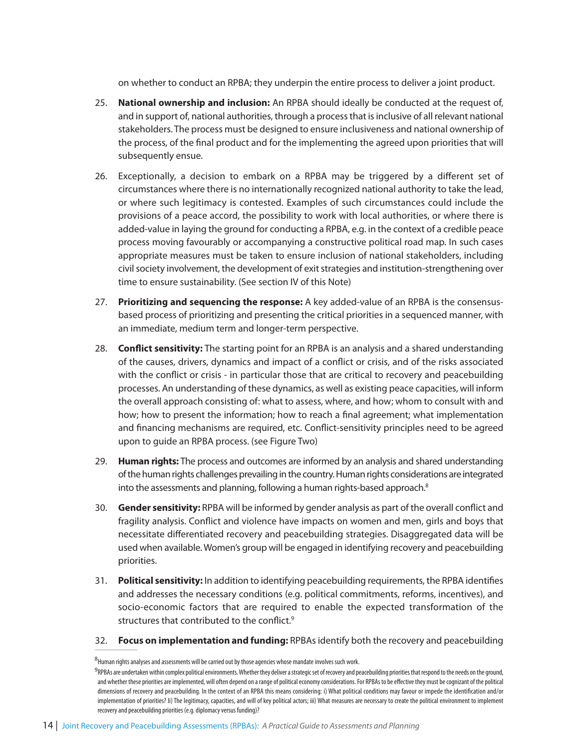on whether to conduct an RPBA; they underpin the entire process to deliver a joint product.

25. **National ownership and inclusion:** An RPBA should ideally be conducted at the request of, and in support of, national authorities, through a process that is inclusive of all relevant national stakeholders. The process must be designed to ensure inclusiveness and national ownership of the process, of the final product and for the implementing the agreed upon priorities that will subsequently ensue.

26. Exceptionally, a decision to embark on a RPBA may be triggered by a different set of circumstances where there is no internationally recognized national authority to take the lead, or where such legitimacy is contested. Examples of such circumstances could include the provisions of a peace accord, the possibility to work with local authorities, or where there is added-value in laying the ground for conducting a RPBA, e.g. in the context of a credible peace process moving favourably or accompanying a constructive political road map. In such cases appropriate measures must be taken to ensure inclusion of national stakeholders, including civil society involvement, the development of exit strategies and institution-strengthening over time to ensure sustainability. (See section IV of this Note)

27. **Prioritizing and sequencing the response:** A key added-value of an RPBA is the consensus-based process of prioritizing and presenting the critical priorities in a sequenced manner, with an immediate, medium term and longer-term perspective.

28. **Conflict sensitivity:** The starting point for an RPBA is an analysis and a shared understanding of the causes, drivers, dynamics and impact of a conflict or crisis, and of the risks associated with the conflict or crisis - in particular those that are critical to recovery and peacebuilding processes. An understanding of these dynamics, as well as existing peace capacities, will inform the overall approach consisting of: what to assess, where, and how; whom to consult with and how; how to present the information; how to reach a final agreement; what implementation and financing mechanisms are required, etc. Conflict-sensitivity principles need to be agreed upon to guide an RPBA process. (see Figure Two)

29. **Human rights:** The process and outcomes are informed by an analysis and shared understanding of the human rights challenges prevailing in the country. Human rights considerations are integrated into the assessments and planning, following a human rights-based approach.[8]

30. **Gender sensitivity:** RPBA will be informed by gender analysis as part of the overall conflict and fragility analysis. Conflict and violence have impacts on women and men, girls and boys that necessitate differentiated recovery and peacebuilding strategies. Disaggregated data will be used when available. Women's group will be engaged in identifying recovery and peacebuilding priorities.

31. **Political sensitivity:** In addition to identifying peacebuilding requirements, the RPBA identifies and addresses the necessary conditions (e.g. political commitments, reforms, incentives), and socio-economic factors that are required to enable the expected transformation of the structures that contributed to the conflict.[9]

32. **Focus on implementation and funding:** RPBAs identify both the recovery and peacebuilding

---

[8] Human rights analyses and assessments will be carried out by those agencies whose mandate involves such work.

[9] RPBAs are undertaken within complex political environments. Whether they deliver a strategic set of recovery and peacebuilding priorities that respond to the needs on the ground, and whether these priorities are implemented, will often depend on a range of political economy considerations. For RPBAs to be effective they must be cognizant of the political dimensions of recovery and peacebuilding. In the context of an RPBA this means considering: i) What political conditions may favour or impede the identification and/or implementation of priorities? Ii) The legitimacy, capacities, and will of key political actors; iii) What measures are necessary to create the political environment to implement recovery and peacebuilding priorities (e.g. diplomacy versus funding)?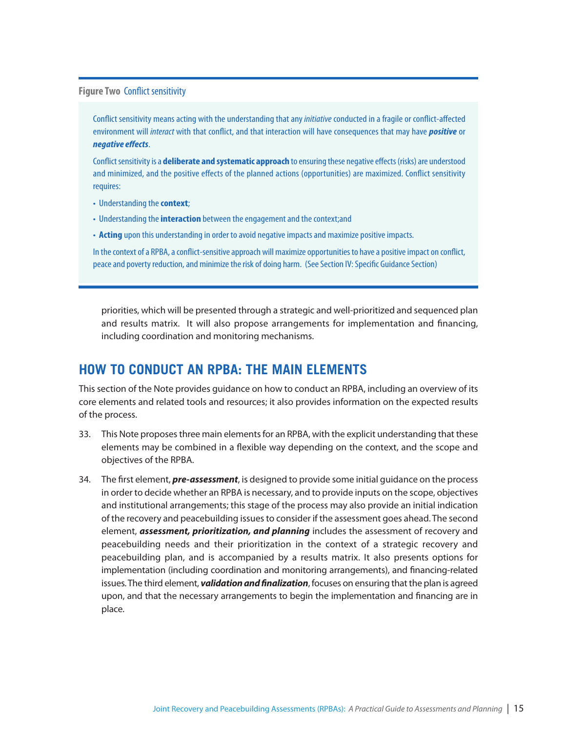**Figure Two** Conflict sensitivity

Conflict sensitivity means acting with the understanding that any *initiative* conducted in a fragile or conflict-affected environment will *interact* with that conflict, and that interaction will have consequences that may have ***positive*** or ***negative effects***.

Conflict sensitivity is a **deliberate and systematic approach** to ensuring these negative effects (risks) are understood and minimized, and the positive effects of the planned actions (opportunities) are maximized. Conflict sensitivity requires:

- Understanding the **context**;
- Understanding the **interaction** between the engagement and the context;and
- **Acting** upon this understanding in order to avoid negative impacts and maximize positive impacts.

In the context of a RPBA, a conflict-sensitive approach will maximize opportunities to have a positive impact on conflict, peace and poverty reduction, and minimize the risk of doing harm. (See Section IV: Specific Guidance Section)

priorities, which will be presented through a strategic and well-prioritized and sequenced plan and results matrix. It will also propose arrangements for implementation and financing, including coordination and monitoring mechanisms.

## HOW TO CONDUCT AN RPBA: THE MAIN ELEMENTS

This section of the Note provides guidance on how to conduct an RPBA, including an overview of its core elements and related tools and resources; it also provides information on the expected results of the process.

33. This Note proposes three main elements for an RPBA, with the explicit understanding that these elements may be combined in a flexible way depending on the context, and the scope and objectives of the RPBA.

34. The first element, ***pre-assessment***, is designed to provide some initial guidance on the process in order to decide whether an RPBA is necessary, and to provide inputs on the scope, objectives and institutional arrangements; this stage of the process may also provide an initial indication of the recovery and peacebuilding issues to consider if the assessment goes ahead. The second element, ***assessment, prioritization, and planning*** includes the assessment of recovery and peacebuilding needs and their prioritization in the context of a strategic recovery and peacebuilding plan, and is accompanied by a results matrix. It also presents options for implementation (including coordination and monitoring arrangements), and financing-related issues. The third element, ***validation and finalization***, focuses on ensuring that the plan is agreed upon, and that the necessary arrangements to begin the implementation and financing are in place.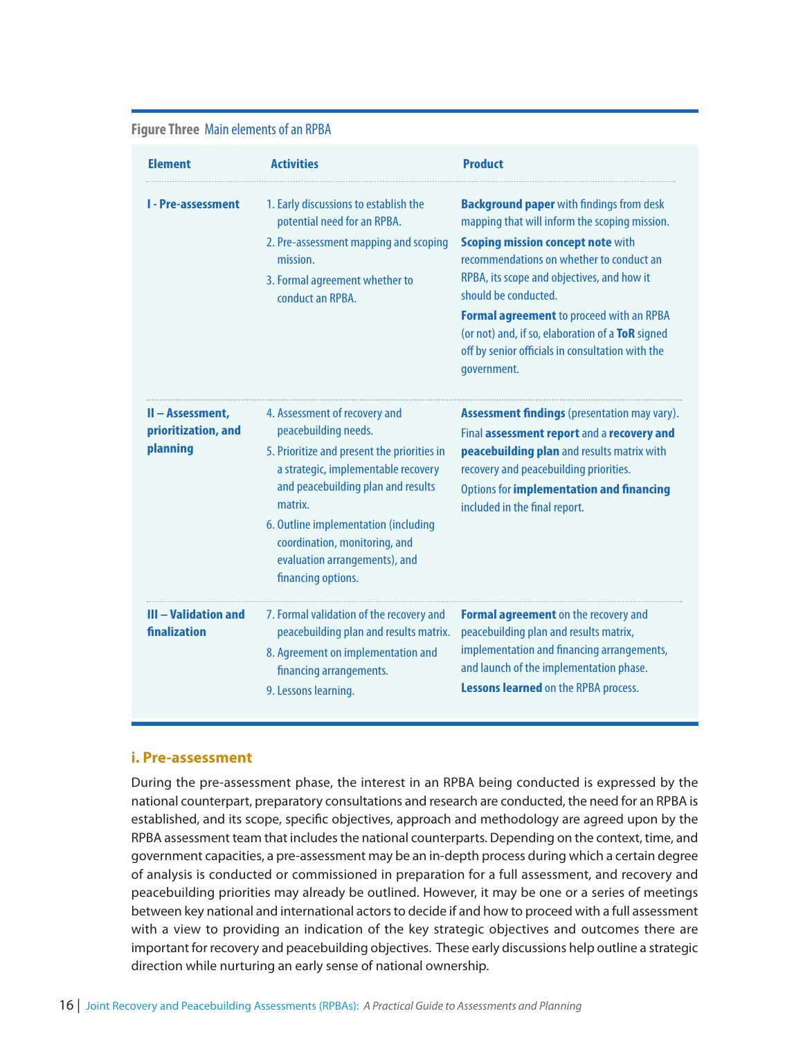**Figure Three** Main elements of an RPBA

| Element | Activities | Product |
|---|---|---|
| **I - Pre-assessment** | 1. Early discussions to establish the potential need for an RPBA.<br>2. Pre-assessment mapping and scoping mission.<br>3. Formal agreement whether to conduct an RPBA. | **Background paper** with findings from desk mapping that will inform the scoping mission.<br>**Scoping mission concept note** with recommendations on whether to conduct an RPBA, its scope and objectives, and how it should be conducted.<br>**Formal agreement** to proceed with an RPBA (or not) and, if so, elaboration of a **ToR** signed off by senior officials in consultation with the government. |
| **II – Assessment, prioritization, and planning** | 4. Assessment of recovery and peacebuilding needs.<br>5. Prioritize and present the priorities in a strategic, implementable recovery and peacebuilding plan and results matrix.<br>6. Outline implementation (including coordination, monitoring, and evaluation arrangements), and financing options. | **Assessment findings** (presentation may vary).<br>Final **assessment report** and a **recovery and peacebuilding plan** and results matrix with recovery and peacebuilding priorities.<br>Options for **implementation and financing** included in the final report. |
| **III – Validation and finalization** | 7. Formal validation of the recovery and peacebuilding plan and results matrix.<br>8. Agreement on implementation and financing arrangements.<br>9. Lessons learning. | **Formal agreement** on the recovery and peacebuilding plan and results matrix, implementation and financing arrangements, and launch of the implementation phase.<br>**Lessons learned** on the RPBA process. |

## i. Pre-assessment

During the pre-assessment phase, the interest in an RPBA being conducted is expressed by the national counterpart, preparatory consultations and research are conducted, the need for an RPBA is established, and its scope, specific objectives, approach and methodology are agreed upon by the RPBA assessment team that includes the national counterparts. Depending on the context, time, and government capacities, a pre-assessment may be an in-depth process during which a certain degree of analysis is conducted or commissioned in preparation for a full assessment, and recovery and peacebuilding priorities may already be outlined. However, it may be one or a series of meetings between key national and international actors to decide if and how to proceed with a full assessment with a view to providing an indication of the key strategic objectives and outcomes there are important for recovery and peacebuilding objectives. These early discussions help outline a strategic direction while nurturing an early sense of national ownership.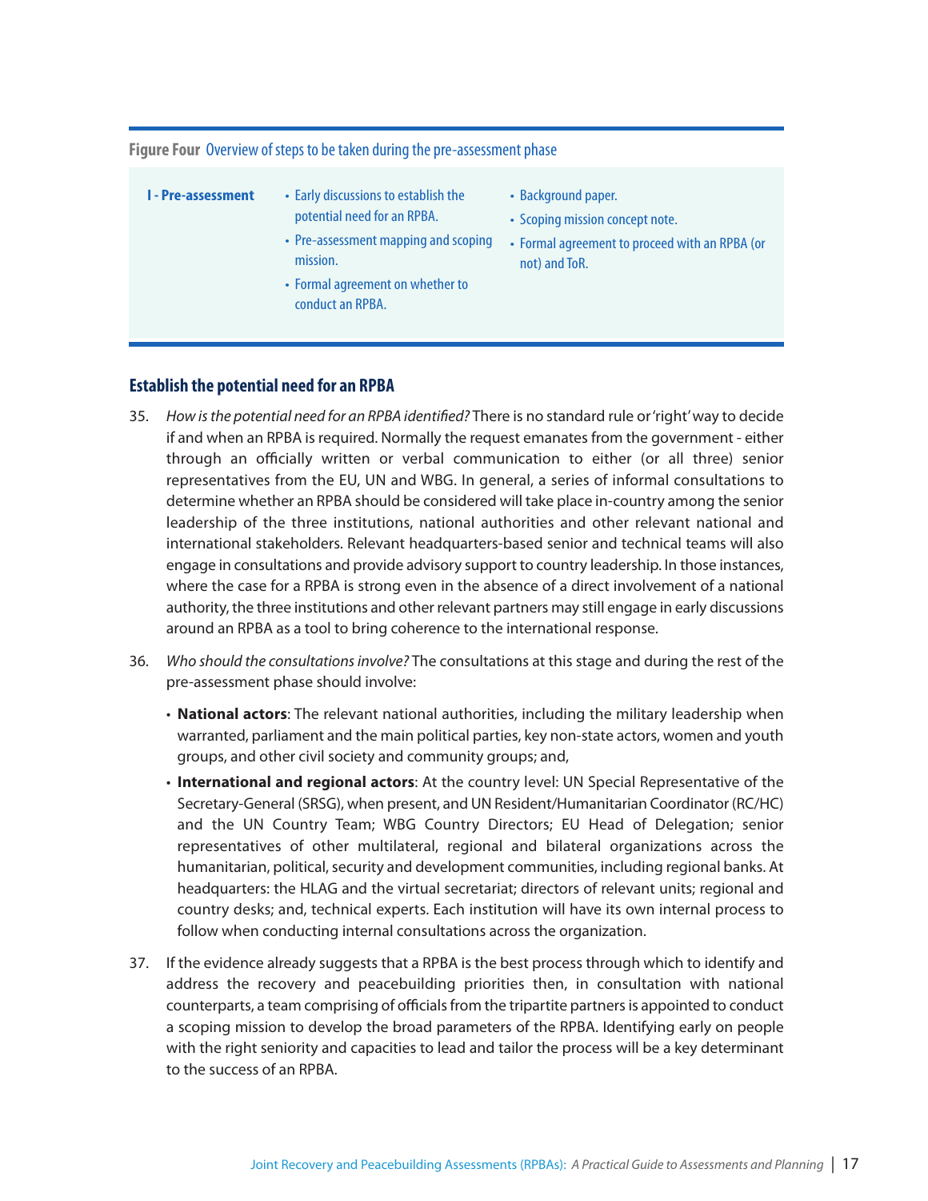**Figure Four** Overview of steps to be taken during the pre-assessment phase

| | | |
|---|---|---|
| **I - Pre-assessment** | • Early discussions to establish the potential need for an RPBA.<br>• Pre-assessment mapping and scoping mission.<br>• Formal agreement on whether to conduct an RPBA. | • Background paper.<br>• Scoping mission concept note.<br>• Formal agreement to proceed with an RPBA (or not) and ToR. |

### Establish the potential need for an RPBA

35. *How is the potential need for an RPBA identified?* There is no standard rule or 'right' way to decide if and when an RPBA is required. Normally the request emanates from the government - either through an officially written or verbal communication to either (or all three) senior representatives from the EU, UN and WBG. In general, a series of informal consultations to determine whether an RPBA should be considered will take place in-country among the senior leadership of the three institutions, national authorities and other relevant national and international stakeholders. Relevant headquarters-based senior and technical teams will also engage in consultations and provide advisory support to country leadership. In those instances, where the case for a RPBA is strong even in the absence of a direct involvement of a national authority, the three institutions and other relevant partners may still engage in early discussions around an RPBA as a tool to bring coherence to the international response.

36. *Who should the consultations involve?* The consultations at this stage and during the rest of the pre-assessment phase should involve:

    - **National actors**: The relevant national authorities, including the military leadership when warranted, parliament and the main political parties, key non-state actors, women and youth groups, and other civil society and community groups; and,
    - **International and regional actors**: At the country level: UN Special Representative of the Secretary-General (SRSG), when present, and UN Resident/Humanitarian Coordinator (RC/HC) and the UN Country Team; WBG Country Directors; EU Head of Delegation; senior representatives of other multilateral, regional and bilateral organizations across the humanitarian, political, security and development communities, including regional banks. At headquarters: the HLAG and the virtual secretariat; directors of relevant units; regional and country desks; and, technical experts. Each institution will have its own internal process to follow when conducting internal consultations across the organization.

37. If the evidence already suggests that a RPBA is the best process through which to identify and address the recovery and peacebuilding priorities then, in consultation with national counterparts, a team comprising of officials from the tripartite partners is appointed to conduct a scoping mission to develop the broad parameters of the RPBA. Identifying early on people with the right seniority and capacities to lead and tailor the process will be a key determinant to the success of an RPBA.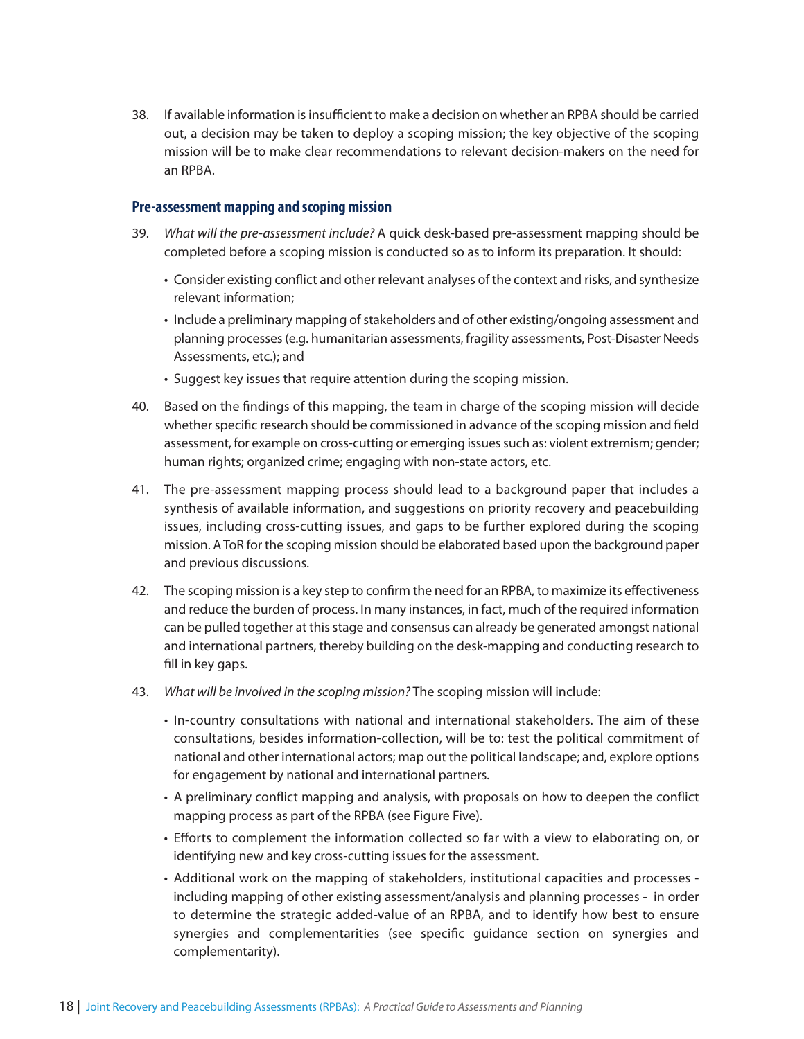38. If available information is insufficient to make a decision on whether an RPBA should be carried out, a decision may be taken to deploy a scoping mission; the key objective of the scoping mission will be to make clear recommendations to relevant decision-makers on the need for an RPBA.

### Pre-assessment mapping and scoping mission

39. *What will the pre-assessment include?* A quick desk-based pre-assessment mapping should be completed before a scoping mission is conducted so as to inform its preparation. It should:

    - Consider existing conflict and other relevant analyses of the context and risks, and synthesize relevant information;
    - Include a preliminary mapping of stakeholders and of other existing/ongoing assessment and planning processes (e.g. humanitarian assessments, fragility assessments, Post-Disaster Needs Assessments, etc.); and
    - Suggest key issues that require attention during the scoping mission.

40. Based on the findings of this mapping, the team in charge of the scoping mission will decide whether specific research should be commissioned in advance of the scoping mission and field assessment, for example on cross-cutting or emerging issues such as: violent extremism; gender; human rights; organized crime; engaging with non-state actors, etc.

41. The pre-assessment mapping process should lead to a background paper that includes a synthesis of available information, and suggestions on priority recovery and peacebuilding issues, including cross-cutting issues, and gaps to be further explored during the scoping mission. A ToR for the scoping mission should be elaborated based upon the background paper and previous discussions.

42. The scoping mission is a key step to confirm the need for an RPBA, to maximize its effectiveness and reduce the burden of process. In many instances, in fact, much of the required information can be pulled together at this stage and consensus can already be generated amongst national and international partners, thereby building on the desk-mapping and conducting research to fill in key gaps.

43. *What will be involved in the scoping mission?* The scoping mission will include:

    - In-country consultations with national and international stakeholders. The aim of these consultations, besides information-collection, will be to: test the political commitment of national and other international actors; map out the political landscape; and, explore options for engagement by national and international partners.
    - A preliminary conflict mapping and analysis, with proposals on how to deepen the conflict mapping process as part of the RPBA (see Figure Five).
    - Efforts to complement the information collected so far with a view to elaborating on, or identifying new and key cross-cutting issues for the assessment.
    - Additional work on the mapping of stakeholders, institutional capacities and processes - including mapping of other existing assessment/analysis and planning processes - in order to determine the strategic added-value of an RPBA, and to identify how best to ensure synergies and complementarities (see specific guidance section on synergies and complementarity).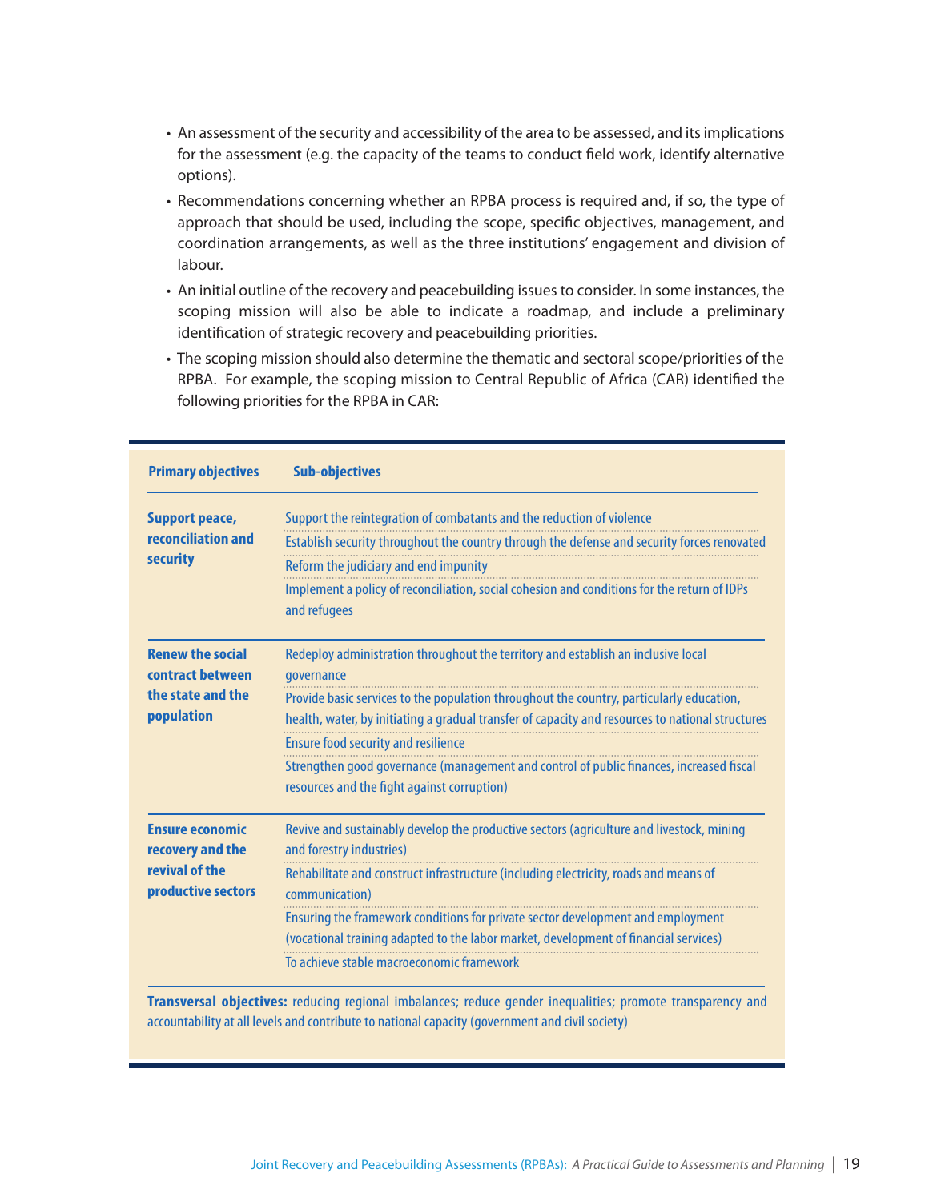- An assessment of the security and accessibility of the area to be assessed, and its implications for the assessment (e.g. the capacity of the teams to conduct field work, identify alternative options).
- Recommendations concerning whether an RPBA process is required and, if so, the type of approach that should be used, including the scope, specific objectives, management, and coordination arrangements, as well as the three institutions' engagement and division of labour.
- An initial outline of the recovery and peacebuilding issues to consider. In some instances, the scoping mission will also be able to indicate a roadmap, and include a preliminary identification of strategic recovery and peacebuilding priorities.
- The scoping mission should also determine the thematic and sectoral scope/priorities of the RPBA. For example, the scoping mission to Central Republic of Africa (CAR) identified the following priorities for the RPBA in CAR:

| **Primary objectives** | **Sub-objectives** |
|---|---|
| **Support peace, reconciliation and security** | Support the reintegration of combatants and the reduction of violence |
| | Establish security throughout the country through the defense and security forces renovated |
| | Reform the judiciary and end impunity |
| | Implement a policy of reconciliation, social cohesion and conditions for the return of IDPs and refugees |
| **Renew the social contract between the state and the population** | Redeploy administration throughout the territory and establish an inclusive local governance |
| | Provide basic services to the population throughout the country, particularly education, health, water, by initiating a gradual transfer of capacity and resources to national structures |
| | Ensure food security and resilience |
| | Strengthen good governance (management and control of public finances, increased fiscal resources and the fight against corruption) |
| **Ensure economic recovery and the revival of the productive sectors** | Revive and sustainably develop the productive sectors (agriculture and livestock, mining and forestry industries) |
| | Rehabilitate and construct infrastructure (including electricity, roads and means of communication) |
| | Ensuring the framework conditions for private sector development and employment (vocational training adapted to the labor market, development of financial services) |
| | To achieve stable macroeconomic framework |

**Transversal objectives:** reducing regional imbalances; reduce gender inequalities; promote transparency and accountability at all levels and contribute to national capacity (government and civil society)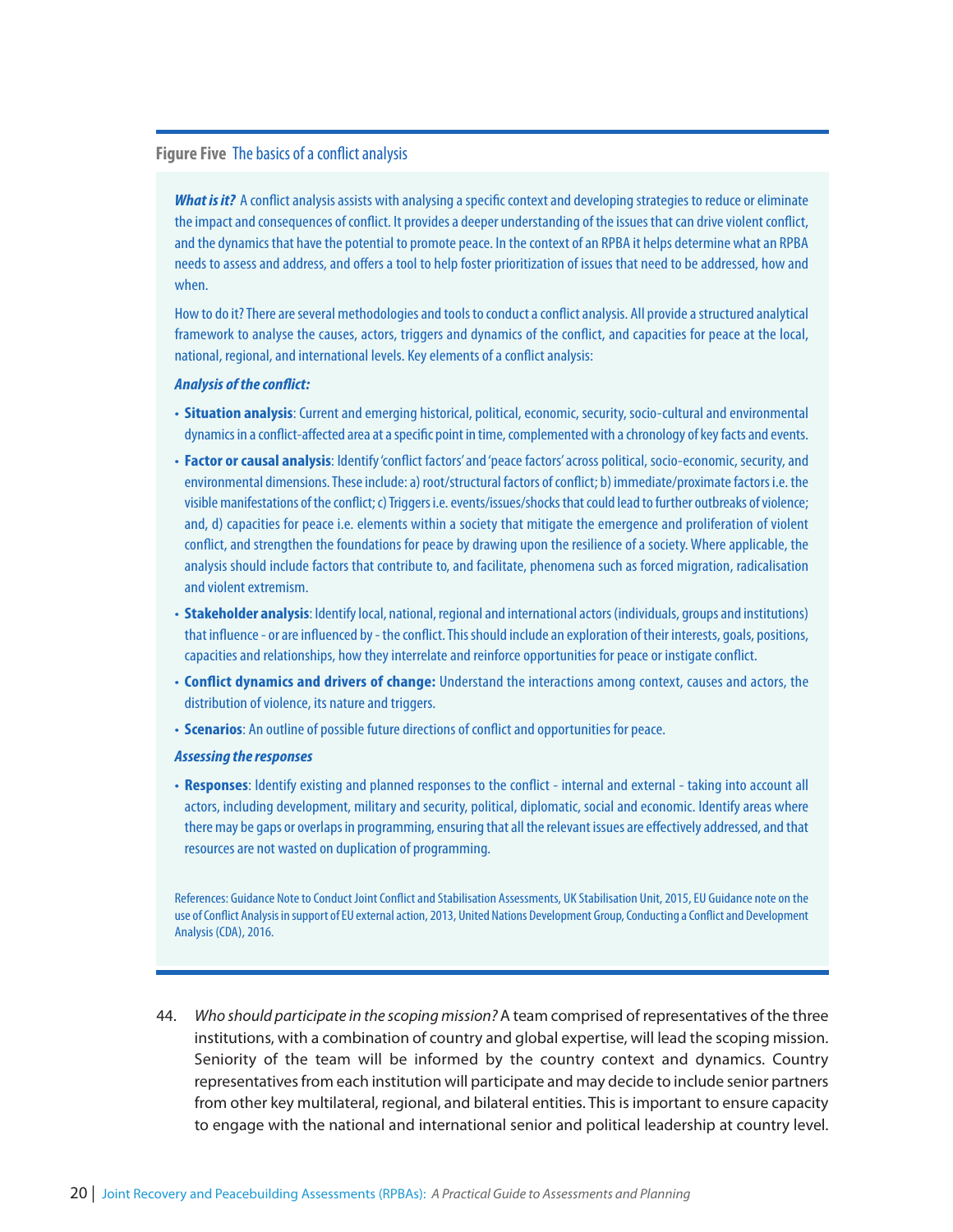**Figure Five** The basics of a conflict analysis

***What is it?*** A conflict analysis assists with analysing a specific context and developing strategies to reduce or eliminate the impact and consequences of conflict. It provides a deeper understanding of the issues that can drive violent conflict, and the dynamics that have the potential to promote peace. In the context of an RPBA it helps determine what an RPBA needs to assess and address, and offers a tool to help foster prioritization of issues that need to be addressed, how and when.

How to do it? There are several methodologies and tools to conduct a conflict analysis. All provide a structured analytical framework to analyse the causes, actors, triggers and dynamics of the conflict, and capacities for peace at the local, national, regional, and international levels. Key elements of a conflict analysis:

***Analysis of the conflict:***

- **Situation analysis**: Current and emerging historical, political, economic, security, socio-cultural and environmental dynamics in a conflict-affected area at a specific point in time, complemented with a chronology of key facts and events.
- **Factor or causal analysis**: Identify 'conflict factors' and 'peace factors' across political, socio-economic, security, and environmental dimensions. These include: a) root/structural factors of conflict; b) immediate/proximate factors i.e. the visible manifestations of the conflict; c) Triggers i.e. events/issues/shocks that could lead to further outbreaks of violence; and, d) capacities for peace i.e. elements within a society that mitigate the emergence and proliferation of violent conflict, and strengthen the foundations for peace by drawing upon the resilience of a society. Where applicable, the analysis should include factors that contribute to, and facilitate, phenomena such as forced migration, radicalisation and violent extremism.
- **Stakeholder analysis**: Identify local, national, regional and international actors (individuals, groups and institutions) that influence - or are influenced by - the conflict. This should include an exploration of their interests, goals, positions, capacities and relationships, how they interrelate and reinforce opportunities for peace or instigate conflict.
- **Conflict dynamics and drivers of change:** Understand the interactions among context, causes and actors, the distribution of violence, its nature and triggers.
- **Scenarios**: An outline of possible future directions of conflict and opportunities for peace.

***Assessing the responses***

- **Responses**: Identify existing and planned responses to the conflict - internal and external - taking into account all actors, including development, military and security, political, diplomatic, social and economic. Identify areas where there may be gaps or overlaps in programming, ensuring that all the relevant issues are effectively addressed, and that resources are not wasted on duplication of programming.

References: Guidance Note to Conduct Joint Conflict and Stabilisation Assessments, UK Stabilisation Unit, 2015, EU Guidance note on the use of Conflict Analysis in support of EU external action, 2013, United Nations Development Group, Conducting a Conflict and Development Analysis (CDA), 2016.

44. *Who should participate in the scoping mission?* A team comprised of representatives of the three institutions, with a combination of country and global expertise, will lead the scoping mission. Seniority of the team will be informed by the country context and dynamics. Country representatives from each institution will participate and may decide to include senior partners from other key multilateral, regional, and bilateral entities. This is important to ensure capacity to engage with the national and international senior and political leadership at country level.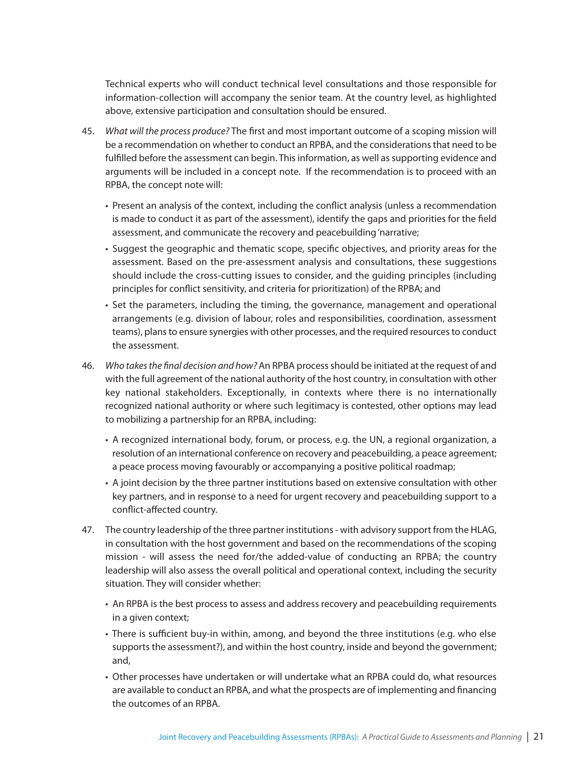Technical experts who will conduct technical level consultations and those responsible for information-collection will accompany the senior team. At the country level, as highlighted above, extensive participation and consultation should be ensured.

45. *What will the process produce?* The first and most important outcome of a scoping mission will be a recommendation on whether to conduct an RPBA, and the considerations that need to be fulfilled before the assessment can begin. This information, as well as supporting evidence and arguments will be included in a concept note. If the recommendation is to proceed with an RPBA, the concept note will:

   - Present an analysis of the context, including the conflict analysis (unless a recommendation is made to conduct it as part of the assessment), identify the gaps and priorities for the field assessment, and communicate the recovery and peacebuilding 'narrative;
   - Suggest the geographic and thematic scope, specific objectives, and priority areas for the assessment. Based on the pre-assessment analysis and consultations, these suggestions should include the cross-cutting issues to consider, and the guiding principles (including principles for conflict sensitivity, and criteria for prioritization) of the RPBA; and
   - Set the parameters, including the timing, the governance, management and operational arrangements (e.g. division of labour, roles and responsibilities, coordination, assessment teams), plans to ensure synergies with other processes, and the required resources to conduct the assessment.

46. *Who takes the final decision and how?* An RPBA process should be initiated at the request of and with the full agreement of the national authority of the host country, in consultation with other key national stakeholders. Exceptionally, in contexts where there is no internationally recognized national authority or where such legitimacy is contested, other options may lead to mobilizing a partnership for an RPBA, including:

   - A recognized international body, forum, or process, e.g. the UN, a regional organization, a resolution of an international conference on recovery and peacebuilding, a peace agreement; a peace process moving favourably or accompanying a positive political roadmap;
   - A joint decision by the three partner institutions based on extensive consultation with other key partners, and in response to a need for urgent recovery and peacebuilding support to a conflict-affected country.

47. The country leadership of the three partner institutions - with advisory support from the HLAG, in consultation with the host government and based on the recommendations of the scoping mission - will assess the need for/the added-value of conducting an RPBA; the country leadership will also assess the overall political and operational context, including the security situation. They will consider whether:

   - An RPBA is the best process to assess and address recovery and peacebuilding requirements in a given context;
   - There is sufficient buy-in within, among, and beyond the three institutions (e.g. who else supports the assessment?), and within the host country, inside and beyond the government; and,
   - Other processes have undertaken or will undertake what an RPBA could do, what resources are available to conduct an RPBA, and what the prospects are of implementing and financing the outcomes of an RPBA.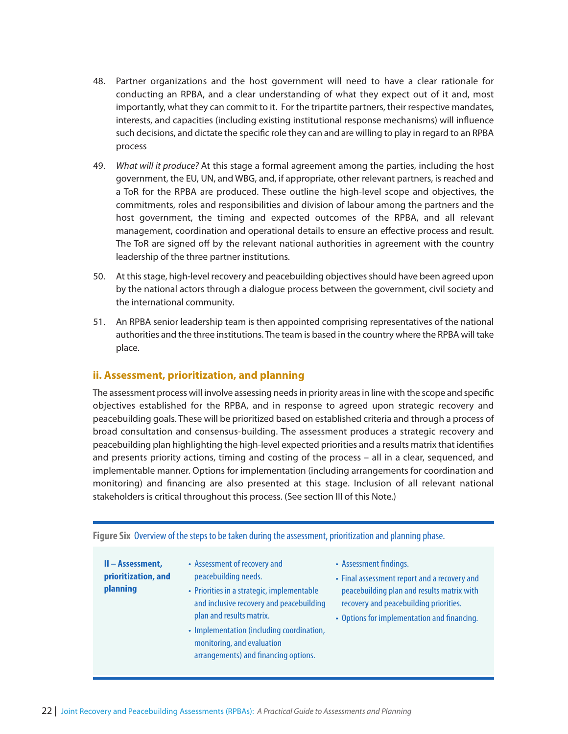48. Partner organizations and the host government will need to have a clear rationale for conducting an RPBA, and a clear understanding of what they expect out of it and, most importantly, what they can commit to it. For the tripartite partners, their respective mandates, interests, and capacities (including existing institutional response mechanisms) will influence such decisions, and dictate the specific role they can and are willing to play in regard to an RPBA process

49. *What will it produce?* At this stage a formal agreement among the parties, including the host government, the EU, UN, and WBG, and, if appropriate, other relevant partners, is reached and a ToR for the RPBA are produced. These outline the high-level scope and objectives, the commitments, roles and responsibilities and division of labour among the partners and the host government, the timing and expected outcomes of the RPBA, and all relevant management, coordination and operational details to ensure an effective process and result. The ToR are signed off by the relevant national authorities in agreement with the country leadership of the three partner institutions.

50. At this stage, high-level recovery and peacebuilding objectives should have been agreed upon by the national actors through a dialogue process between the government, civil society and the international community.

51. An RPBA senior leadership team is then appointed comprising representatives of the national authorities and the three institutions. The team is based in the country where the RPBA will take place.

### ii. Assessment, prioritization, and planning

The assessment process will involve assessing needs in priority areas in line with the scope and specific objectives established for the RPBA, and in response to agreed upon strategic recovery and peacebuilding goals. These will be prioritized based on established criteria and through a process of broad consultation and consensus-building. The assessment produces a strategic recovery and peacebuilding plan highlighting the high-level expected priorities and a results matrix that identifies and presents priority actions, timing and costing of the process – all in a clear, sequenced, and implementable manner. Options for implementation (including arrangements for coordination and monitoring) and financing are also presented at this stage. Inclusion of all relevant national stakeholders is critical throughout this process. (See section III of this Note.)

**Figure Six** Overview of the steps to be taken during the assessment, prioritization and planning phase.

| | | |
|---|---|---|
| **II – Assessment, prioritization, and planning** | • Assessment of recovery and peacebuilding needs.<br>• Priorities in a strategic, implementable and inclusive recovery and peacebuilding plan and results matrix.<br>• Implementation (including coordination, monitoring, and evaluation arrangements) and financing options. | • Assessment findings.<br>• Final assessment report and a recovery and peacebuilding plan and results matrix with recovery and peacebuilding priorities.<br>• Options for implementation and financing. |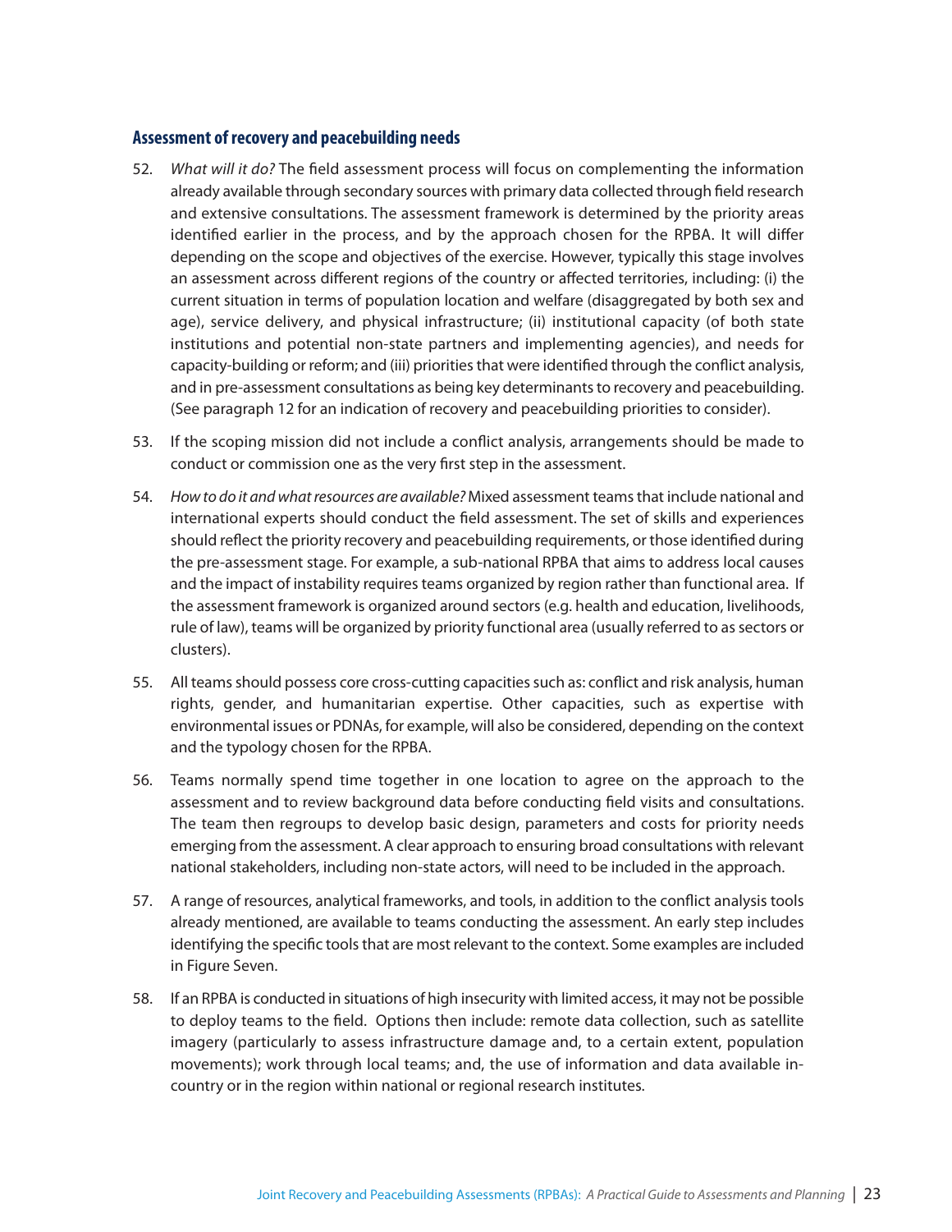### Assessment of recovery and peacebuilding needs

52. *What will it do?* The field assessment process will focus on complementing the information already available through secondary sources with primary data collected through field research and extensive consultations. The assessment framework is determined by the priority areas identified earlier in the process, and by the approach chosen for the RPBA. It will differ depending on the scope and objectives of the exercise. However, typically this stage involves an assessment across different regions of the country or affected territories, including: (i) the current situation in terms of population location and welfare (disaggregated by both sex and age), service delivery, and physical infrastructure; (ii) institutional capacity (of both state institutions and potential non-state partners and implementing agencies), and needs for capacity-building or reform; and (iii) priorities that were identified through the conflict analysis, and in pre-assessment consultations as being key determinants to recovery and peacebuilding. (See paragraph 12 for an indication of recovery and peacebuilding priorities to consider).

53. If the scoping mission did not include a conflict analysis, arrangements should be made to conduct or commission one as the very first step in the assessment.

54. *How to do it and what resources are available?* Mixed assessment teams that include national and international experts should conduct the field assessment. The set of skills and experiences should reflect the priority recovery and peacebuilding requirements, or those identified during the pre-assessment stage. For example, a sub-national RPBA that aims to address local causes and the impact of instability requires teams organized by region rather than functional area. If the assessment framework is organized around sectors (e.g. health and education, livelihoods, rule of law), teams will be organized by priority functional area (usually referred to as sectors or clusters).

55. All teams should possess core cross-cutting capacities such as: conflict and risk analysis, human rights, gender, and humanitarian expertise. Other capacities, such as expertise with environmental issues or PDNAs, for example, will also be considered, depending on the context and the typology chosen for the RPBA.

56. Teams normally spend time together in one location to agree on the approach to the assessment and to review background data before conducting field visits and consultations. The team then regroups to develop basic design, parameters and costs for priority needs emerging from the assessment. A clear approach to ensuring broad consultations with relevant national stakeholders, including non-state actors, will need to be included in the approach.

57. A range of resources, analytical frameworks, and tools, in addition to the conflict analysis tools already mentioned, are available to teams conducting the assessment. An early step includes identifying the specific tools that are most relevant to the context. Some examples are included in Figure Seven.

58. If an RPBA is conducted in situations of high insecurity with limited access, it may not be possible to deploy teams to the field. Options then include: remote data collection, such as satellite imagery (particularly to assess infrastructure damage and, to a certain extent, population movements); work through local teams; and, the use of information and data available in-country or in the region within national or regional research institutes.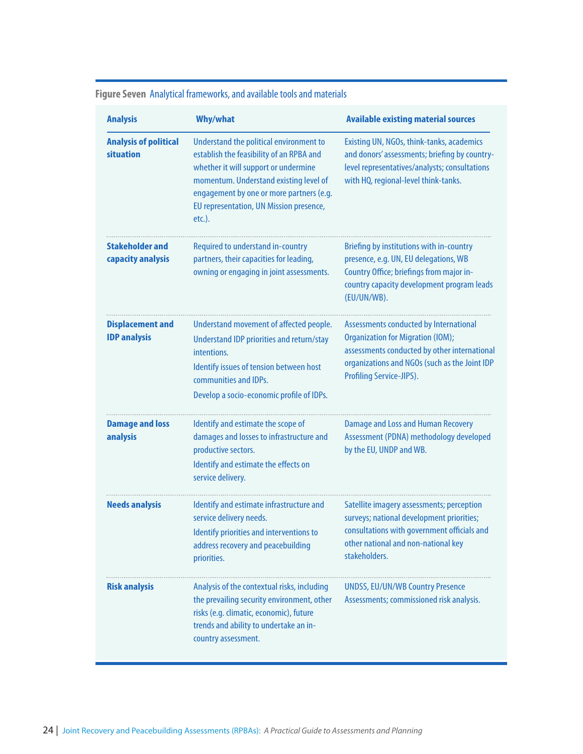**Figure Seven** Analytical frameworks, and available tools and materials

| Analysis | Why/what | Available existing material sources |
|---|---|---|
| **Analysis of political situation** | Understand the political environment to establish the feasibility of an RPBA and whether it will support or undermine momentum. Understand existing level of engagement by one or more partners (e.g. EU representation, UN Mission presence, etc.). | Existing UN, NGOs, think-tanks, academics and donors' assessments; briefing by country-level representatives/analysts; consultations with HQ, regional-level think-tanks. |
| **Stakeholder and capacity analysis** | Required to understand in-country partners, their capacities for leading, owning or engaging in joint assessments. | Briefing by institutions with in-country presence, e.g. UN, EU delegations, WB Country Office; briefings from major in-country capacity development program leads (EU/UN/WB). |
| **Displacement and IDP analysis** | Understand movement of affected people. Understand IDP priorities and return/stay intentions. Identify issues of tension between host communities and IDPs. Develop a socio-economic profile of IDPs. | Assessments conducted by International Organization for Migration (IOM); assessments conducted by other international organizations and NGOs (such as the Joint IDP Profiling Service-JIPS). |
| **Damage and loss analysis** | Identify and estimate the scope of damages and losses to infrastructure and productive sectors. Identify and estimate the effects on service delivery. | Damage and Loss and Human Recovery Assessment (PDNA) methodology developed by the EU, UNDP and WB. |
| **Needs analysis** | Identify and estimate infrastructure and service delivery needs. Identify priorities and interventions to address recovery and peacebuilding priorities. | Satellite imagery assessments; perception surveys; national development priorities; consultations with government officials and other national and non-national key stakeholders. |
| **Risk analysis** | Analysis of the contextual risks, including the prevailing security environment, other risks (e.g. climatic, economic), future trends and ability to undertake an in-country assessment. | UNDSS, EU/UN/WB Country Presence Assessments; commissioned risk analysis. |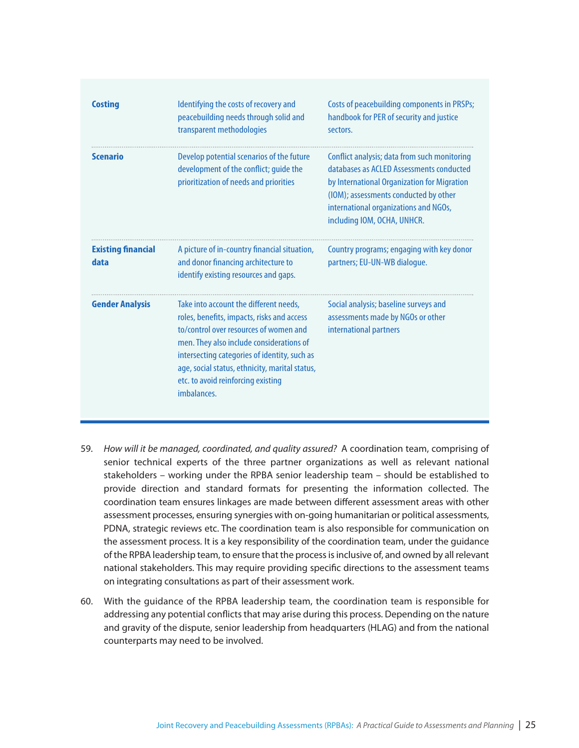| | | |
|---|---|---|
| **Costing** | Identifying the costs of recovery and peacebuilding needs through solid and transparent methodologies | Costs of peacebuilding components in PRSPs; handbook for PER of security and justice sectors. |
| **Scenario** | Develop potential scenarios of the future development of the conflict; guide the prioritization of needs and priorities | Conflict analysis; data from such monitoring databases as ACLED Assessments conducted by International Organization for Migration (IOM); assessments conducted by other international organizations and NGOs, including IOM, OCHA, UNHCR. |
| **Existing financial data** | A picture of in-country financial situation, and donor financing architecture to identify existing resources and gaps. | Country programs; engaging with key donor partners; EU-UN-WB dialogue. |
| **Gender Analysis** | Take into account the different needs, roles, benefits, impacts, risks and access to/control over resources of women and men. They also include considerations of intersecting categories of identity, such as age, social status, ethnicity, marital status, etc. to avoid reinforcing existing imbalances. | Social analysis; baseline surveys and assessments made by NGOs or other international partners |

59. *How will it be managed, coordinated, and quality assured?* A coordination team, comprising of senior technical experts of the three partner organizations as well as relevant national stakeholders – working under the RPBA senior leadership team – should be established to provide direction and standard formats for presenting the information collected. The coordination team ensures linkages are made between different assessment areas with other assessment processes, ensuring synergies with on-going humanitarian or political assessments, PDNA, strategic reviews etc. The coordination team is also responsible for communication on the assessment process. It is a key responsibility of the coordination team, under the guidance of the RPBA leadership team, to ensure that the process is inclusive of, and owned by all relevant national stakeholders. This may require providing specific directions to the assessment teams on integrating consultations as part of their assessment work.

60. With the guidance of the RPBA leadership team, the coordination team is responsible for addressing any potential conflicts that may arise during this process. Depending on the nature and gravity of the dispute, senior leadership from headquarters (HLAG) and from the national counterparts may need to be involved.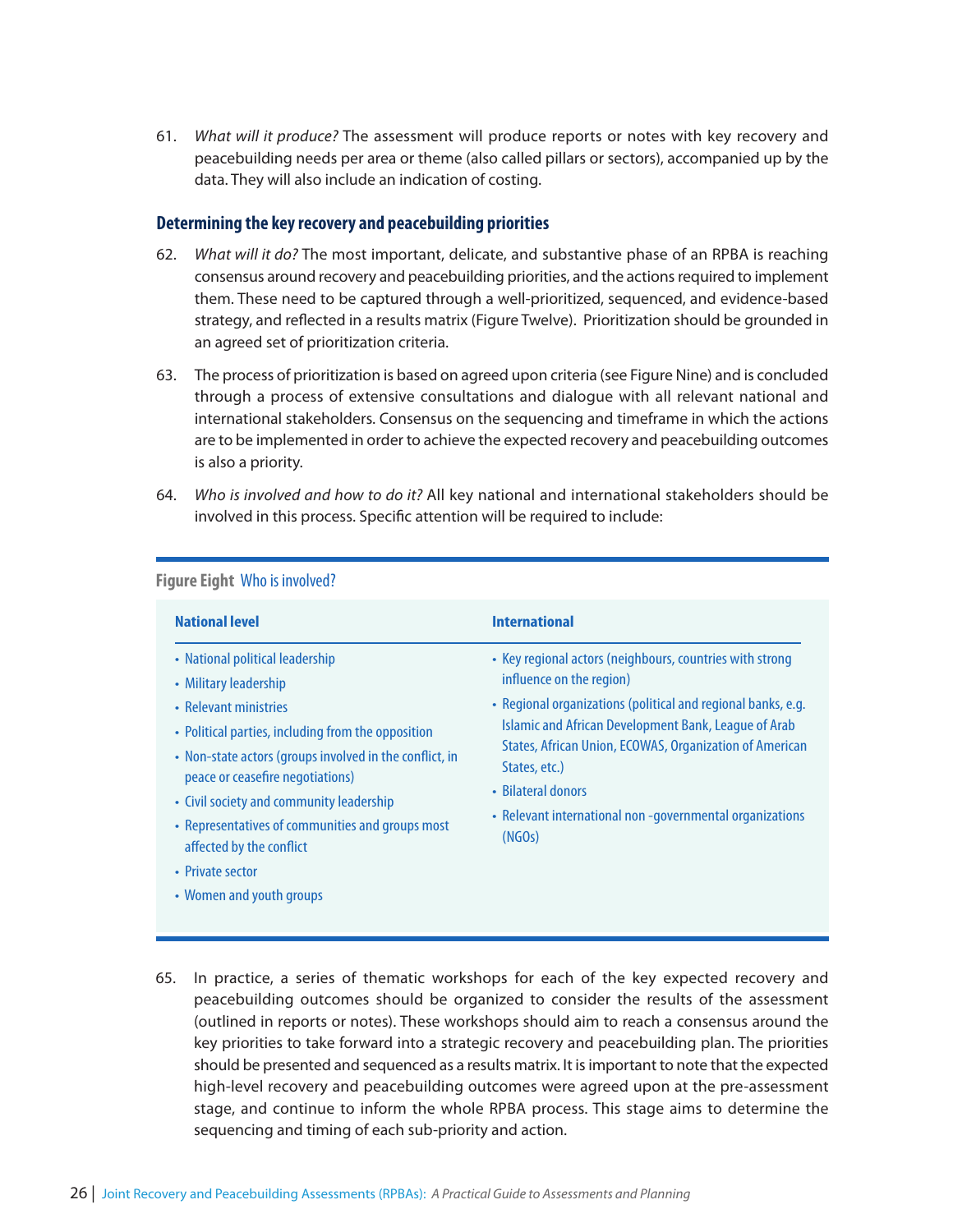61. *What will it produce?* The assessment will produce reports or notes with key recovery and peacebuilding needs per area or theme (also called pillars or sectors), accompanied up by the data. They will also include an indication of costing.

## Determining the key recovery and peacebuilding priorities

62. *What will it do?* The most important, delicate, and substantive phase of an RPBA is reaching consensus around recovery and peacebuilding priorities, and the actions required to implement them. These need to be captured through a well-prioritized, sequenced, and evidence-based strategy, and reflected in a results matrix (Figure Twelve). Prioritization should be grounded in an agreed set of prioritization criteria.

63. The process of prioritization is based on agreed upon criteria (see Figure Nine) and is concluded through a process of extensive consultations and dialogue with all relevant national and international stakeholders. Consensus on the sequencing and timeframe in which the actions are to be implemented in order to achieve the expected recovery and peacebuilding outcomes is also a priority.

64. *Who is involved and how to do it?* All key national and international stakeholders should be involved in this process. Specific attention will be required to include:

**Figure Eight** Who is involved?

**National level**

- National political leadership
- Military leadership
- Relevant ministries
- Political parties, including from the opposition
- Non-state actors (groups involved in the conflict, in peace or ceasefire negotiations)
- Civil society and community leadership
- Representatives of communities and groups most affected by the conflict
- Private sector
- Women and youth groups

**International**

- Key regional actors (neighbours, countries with strong influence on the region)
- Regional organizations (political and regional banks, e.g. Islamic and African Development Bank, League of Arab States, African Union, ECOWAS, Organization of American States, etc.)
- Bilateral donors
- Relevant international non -governmental organizations (NGOs)

65. In practice, a series of thematic workshops for each of the key expected recovery and peacebuilding outcomes should be organized to consider the results of the assessment (outlined in reports or notes). These workshops should aim to reach a consensus around the key priorities to take forward into a strategic recovery and peacebuilding plan. The priorities should be presented and sequenced as a results matrix. It is important to note that the expected high-level recovery and peacebuilding outcomes were agreed upon at the pre-assessment stage, and continue to inform the whole RPBA process. This stage aims to determine the sequencing and timing of each sub-priority and action.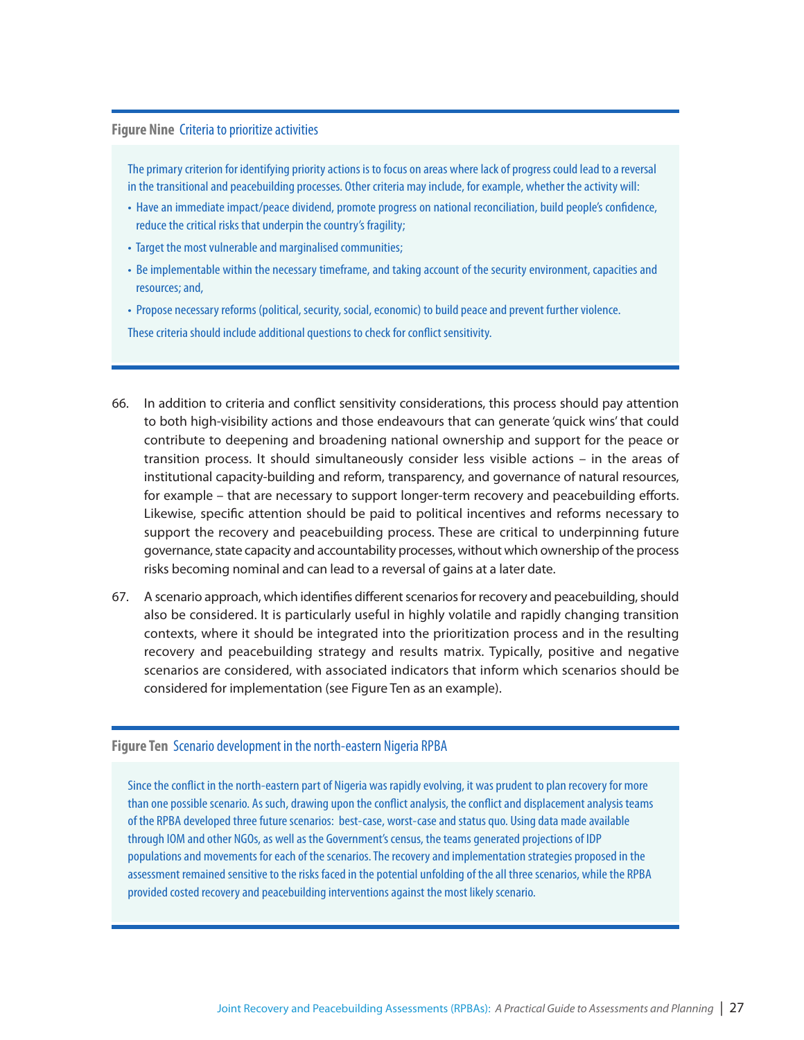**Figure Nine** Criteria to prioritize activities

The primary criterion for identifying priority actions is to focus on areas where lack of progress could lead to a reversal in the transitional and peacebuilding processes. Other criteria may include, for example, whether the activity will:

- Have an immediate impact/peace dividend, promote progress on national reconciliation, build people's confidence, reduce the critical risks that underpin the country's fragility;
- Target the most vulnerable and marginalised communities;
- Be implementable within the necessary timeframe, and taking account of the security environment, capacities and resources; and,
- Propose necessary reforms (political, security, social, economic) to build peace and prevent further violence.

These criteria should include additional questions to check for conflict sensitivity.

66. In addition to criteria and conflict sensitivity considerations, this process should pay attention to both high-visibility actions and those endeavours that can generate 'quick wins' that could contribute to deepening and broadening national ownership and support for the peace or transition process. It should simultaneously consider less visible actions – in the areas of institutional capacity-building and reform, transparency, and governance of natural resources, for example – that are necessary to support longer-term recovery and peacebuilding efforts. Likewise, specific attention should be paid to political incentives and reforms necessary to support the recovery and peacebuilding process. These are critical to underpinning future governance, state capacity and accountability processes, without which ownership of the process risks becoming nominal and can lead to a reversal of gains at a later date.

67. A scenario approach, which identifies different scenarios for recovery and peacebuilding, should also be considered. It is particularly useful in highly volatile and rapidly changing transition contexts, where it should be integrated into the prioritization process and in the resulting recovery and peacebuilding strategy and results matrix. Typically, positive and negative scenarios are considered, with associated indicators that inform which scenarios should be considered for implementation (see Figure Ten as an example).

**Figure Ten** Scenario development in the north-eastern Nigeria RPBA

Since the conflict in the north-eastern part of Nigeria was rapidly evolving, it was prudent to plan recovery for more than one possible scenario. As such, drawing upon the conflict analysis, the conflict and displacement analysis teams of the RPBA developed three future scenarios: best-case, worst-case and status quo. Using data made available through IOM and other NGOs, as well as the Government's census, the teams generated projections of IDP populations and movements for each of the scenarios. The recovery and implementation strategies proposed in the assessment remained sensitive to the risks faced in the potential unfolding of the all three scenarios, while the RPBA provided costed recovery and peacebuilding interventions against the most likely scenario.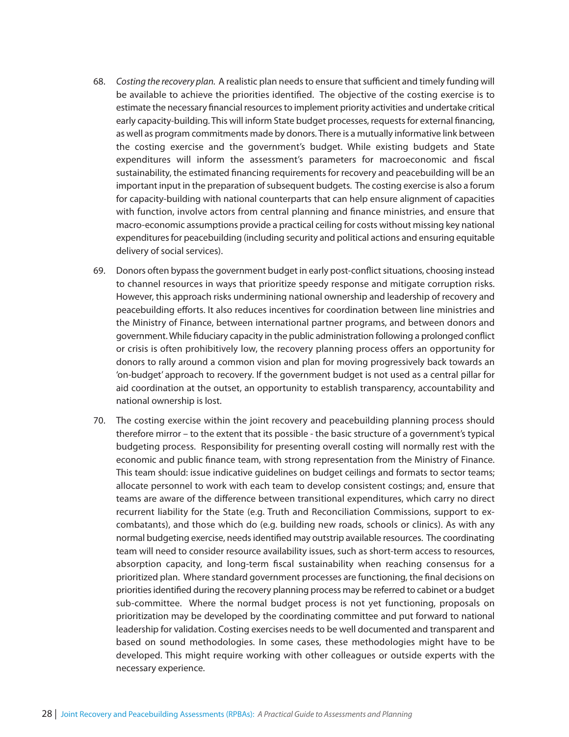68. *Costing the recovery plan.* A realistic plan needs to ensure that sufficient and timely funding will be available to achieve the priorities identified. The objective of the costing exercise is to estimate the necessary financial resources to implement priority activities and undertake critical early capacity-building. This will inform State budget processes, requests for external financing, as well as program commitments made by donors. There is a mutually informative link between the costing exercise and the government's budget. While existing budgets and State expenditures will inform the assessment's parameters for macroeconomic and fiscal sustainability, the estimated financing requirements for recovery and peacebuilding will be an important input in the preparation of subsequent budgets. The costing exercise is also a forum for capacity-building with national counterparts that can help ensure alignment of capacities with function, involve actors from central planning and finance ministries, and ensure that macro-economic assumptions provide a practical ceiling for costs without missing key national expenditures for peacebuilding (including security and political actions and ensuring equitable delivery of social services).

69. Donors often bypass the government budget in early post-conflict situations, choosing instead to channel resources in ways that prioritize speedy response and mitigate corruption risks. However, this approach risks undermining national ownership and leadership of recovery and peacebuilding efforts. It also reduces incentives for coordination between line ministries and the Ministry of Finance, between international partner programs, and between donors and government. While fiduciary capacity in the public administration following a prolonged conflict or crisis is often prohibitively low, the recovery planning process offers an opportunity for donors to rally around a common vision and plan for moving progressively back towards an 'on-budget' approach to recovery. If the government budget is not used as a central pillar for aid coordination at the outset, an opportunity to establish transparency, accountability and national ownership is lost.

70. The costing exercise within the joint recovery and peacebuilding planning process should therefore mirror – to the extent that its possible - the basic structure of a government's typical budgeting process. Responsibility for presenting overall costing will normally rest with the economic and public finance team, with strong representation from the Ministry of Finance. This team should: issue indicative guidelines on budget ceilings and formats to sector teams; allocate personnel to work with each team to develop consistent costings; and, ensure that teams are aware of the difference between transitional expenditures, which carry no direct recurrent liability for the State (e.g. Truth and Reconciliation Commissions, support to ex-combatants), and those which do (e.g. building new roads, schools or clinics). As with any normal budgeting exercise, needs identified may outstrip available resources. The coordinating team will need to consider resource availability issues, such as short-term access to resources, absorption capacity, and long-term fiscal sustainability when reaching consensus for a prioritized plan. Where standard government processes are functioning, the final decisions on priorities identified during the recovery planning process may be referred to cabinet or a budget sub-committee. Where the normal budget process is not yet functioning, proposals on prioritization may be developed by the coordinating committee and put forward to national leadership for validation. Costing exercises needs to be well documented and transparent and based on sound methodologies. In some cases, these methodologies might have to be developed. This might require working with other colleagues or outside experts with the necessary experience.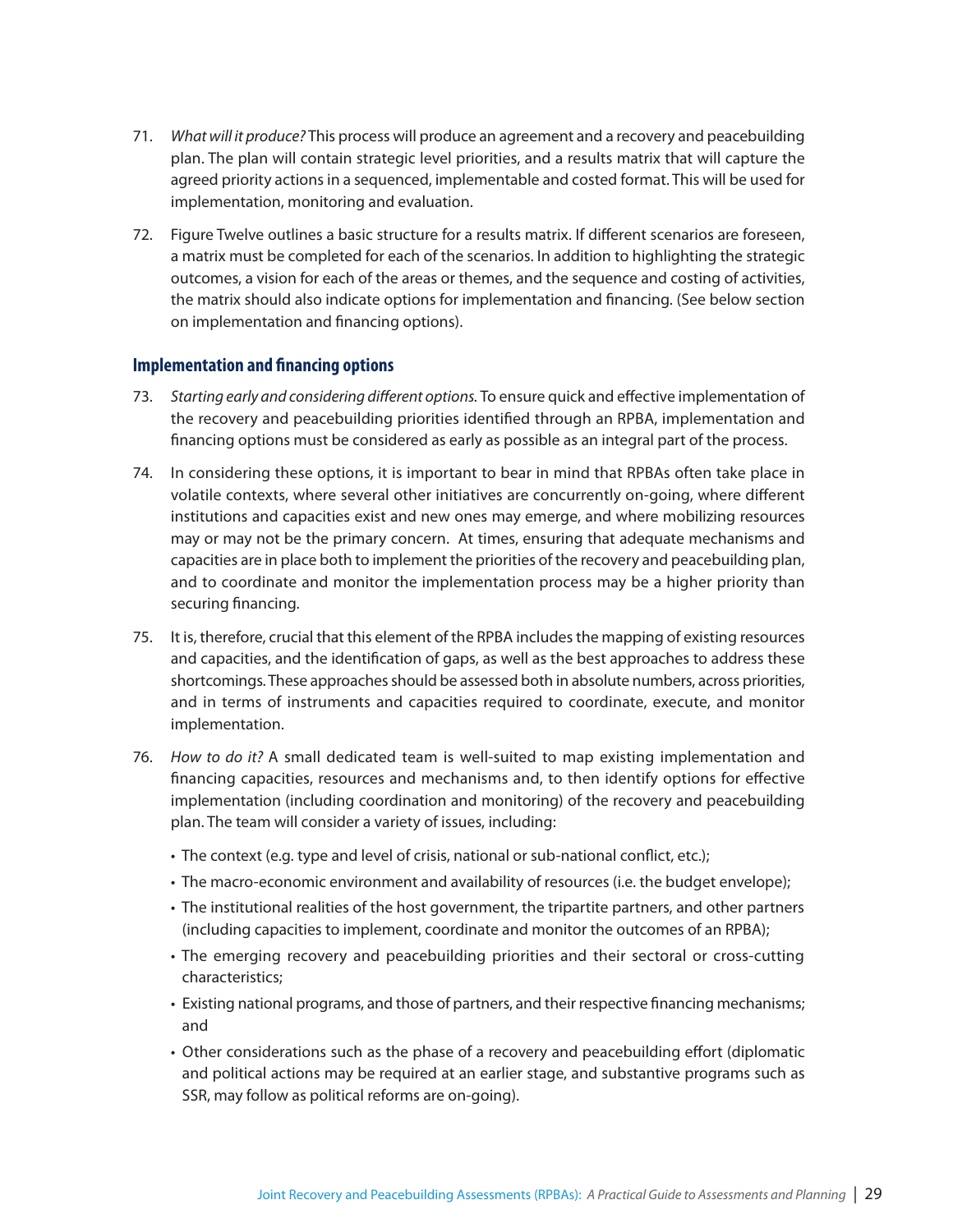71. *What will it produce?* This process will produce an agreement and a recovery and peacebuilding plan. The plan will contain strategic level priorities, and a results matrix that will capture the agreed priority actions in a sequenced, implementable and costed format. This will be used for implementation, monitoring and evaluation.

72. Figure Twelve outlines a basic structure for a results matrix. If different scenarios are foreseen, a matrix must be completed for each of the scenarios. In addition to highlighting the strategic outcomes, a vision for each of the areas or themes, and the sequence and costing of activities, the matrix should also indicate options for implementation and financing. (See below section on implementation and financing options).

### Implementation and financing options

73. *Starting early and considering different options.* To ensure quick and effective implementation of the recovery and peacebuilding priorities identified through an RPBA, implementation and financing options must be considered as early as possible as an integral part of the process.

74. In considering these options, it is important to bear in mind that RPBAs often take place in volatile contexts, where several other initiatives are concurrently on-going, where different institutions and capacities exist and new ones may emerge, and where mobilizing resources may or may not be the primary concern. At times, ensuring that adequate mechanisms and capacities are in place both to implement the priorities of the recovery and peacebuilding plan, and to coordinate and monitor the implementation process may be a higher priority than securing financing.

75. It is, therefore, crucial that this element of the RPBA includes the mapping of existing resources and capacities, and the identification of gaps, as well as the best approaches to address these shortcomings. These approaches should be assessed both in absolute numbers, across priorities, and in terms of instruments and capacities required to coordinate, execute, and monitor implementation.

76. *How to do it?* A small dedicated team is well-suited to map existing implementation and financing capacities, resources and mechanisms and, to then identify options for effective implementation (including coordination and monitoring) of the recovery and peacebuilding plan. The team will consider a variety of issues, including:

   - The context (e.g. type and level of crisis, national or sub-national conflict, etc.);
   - The macro-economic environment and availability of resources (i.e. the budget envelope);
   - The institutional realities of the host government, the tripartite partners, and other partners (including capacities to implement, coordinate and monitor the outcomes of an RPBA);
   - The emerging recovery and peacebuilding priorities and their sectoral or cross-cutting characteristics;
   - Existing national programs, and those of partners, and their respective financing mechanisms; and
   - Other considerations such as the phase of a recovery and peacebuilding effort (diplomatic and political actions may be required at an earlier stage, and substantive programs such as SSR, may follow as political reforms are on-going).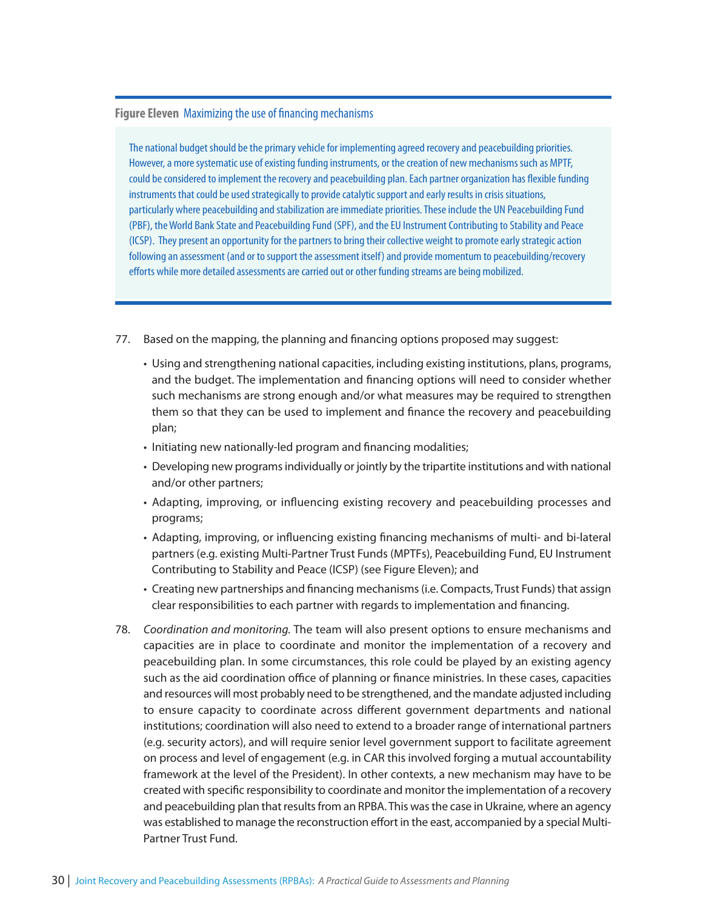**Figure Eleven** Maximizing the use of financing mechanisms

The national budget should be the primary vehicle for implementing agreed recovery and peacebuilding priorities. However, a more systematic use of existing funding instruments, or the creation of new mechanisms such as MPTF, could be considered to implement the recovery and peacebuilding plan. Each partner organization has flexible funding instruments that could be used strategically to provide catalytic support and early results in crisis situations, particularly where peacebuilding and stabilization are immediate priorities. These include the UN Peacebuilding Fund (PBF), the World Bank State and Peacebuilding Fund (SPF), and the EU Instrument Contributing to Stability and Peace (ICSP). They present an opportunity for the partners to bring their collective weight to promote early strategic action following an assessment (and or to support the assessment itself) and provide momentum to peacebuilding/recovery efforts while more detailed assessments are carried out or other funding streams are being mobilized.

77. Based on the mapping, the planning and financing options proposed may suggest:

- Using and strengthening national capacities, including existing institutions, plans, programs, and the budget. The implementation and financing options will need to consider whether such mechanisms are strong enough and/or what measures may be required to strengthen them so that they can be used to implement and finance the recovery and peacebuilding plan;
- Initiating new nationally-led program and financing modalities;
- Developing new programs individually or jointly by the tripartite institutions and with national and/or other partners;
- Adapting, improving, or influencing existing recovery and peacebuilding processes and programs;
- Adapting, improving, or influencing existing financing mechanisms of multi- and bi-lateral partners (e.g. existing Multi-Partner Trust Funds (MPTFs), Peacebuilding Fund, EU Instrument Contributing to Stability and Peace (ICSP) (see Figure Eleven); and
- Creating new partnerships and financing mechanisms (i.e. Compacts, Trust Funds) that assign clear responsibilities to each partner with regards to implementation and financing.

78. *Coordination and monitoring.* The team will also present options to ensure mechanisms and capacities are in place to coordinate and monitor the implementation of a recovery and peacebuilding plan. In some circumstances, this role could be played by an existing agency such as the aid coordination office of planning or finance ministries. In these cases, capacities and resources will most probably need to be strengthened, and the mandate adjusted including to ensure capacity to coordinate across different government departments and national institutions; coordination will also need to extend to a broader range of international partners (e.g. security actors), and will require senior level government support to facilitate agreement on process and level of engagement (e.g. in CAR this involved forging a mutual accountability framework at the level of the President). In other contexts, a new mechanism may have to be created with specific responsibility to coordinate and monitor the implementation of a recovery and peacebuilding plan that results from an RPBA. This was the case in Ukraine, where an agency was established to manage the reconstruction effort in the east, accompanied by a special Multi-Partner Trust Fund.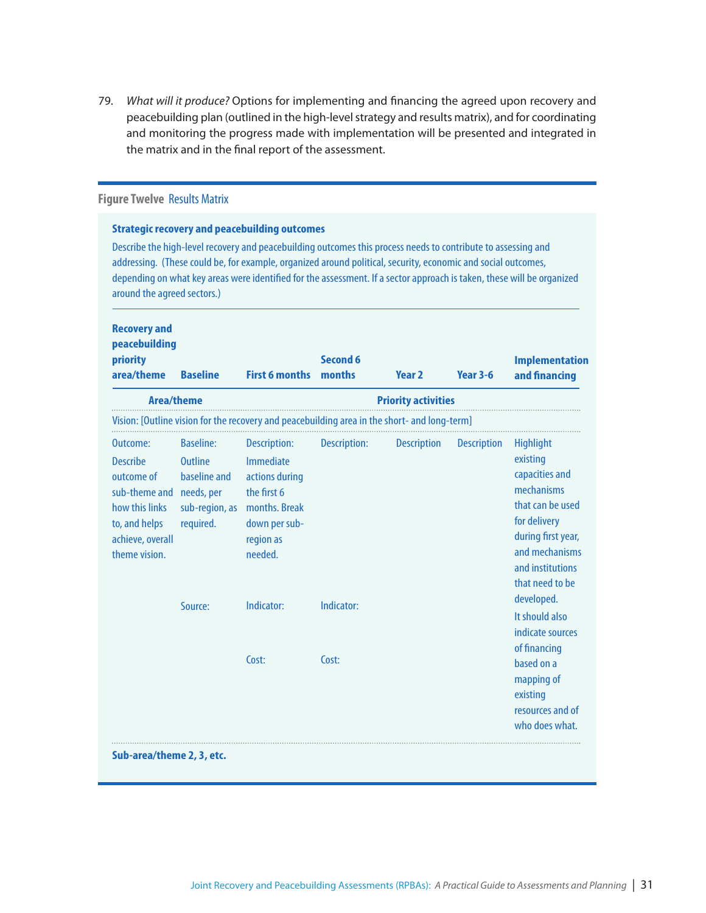79. *What will it produce?* Options for implementing and financing the agreed upon recovery and peacebuilding plan (outlined in the high-level strategy and results matrix), and for coordinating and monitoring the progress made with implementation will be presented and integrated in the matrix and in the final report of the assessment.

**Figure Twelve** Results Matrix

**Strategic recovery and peacebuilding outcomes**

Describe the high-level recovery and peacebuilding outcomes this process needs to contribute to assessing and addressing. (These could be, for example, organized around political, security, economic and social outcomes, depending on what key areas were identified for the assessment. If a sector approach is taken, these will be organized around the agreed sectors.)

| Recovery and peacebuilding priority area/theme | Baseline | First 6 months | Second 6 months | Year 2 | Year 3-6 | Implementation and financing |
|---|---|---|---|---|---|---|
| **Area/theme** | | | **Priority activities** | | | |
| Vision: [Outline vision for the recovery and peacebuilding area in the short- and long-term] | | | | | | |
| Outcome: Describe outcome of sub-theme and how this links to, and helps achieve, overall theme vision. | Baseline: Outline baseline and needs, per sub-region, as required. | Description: Immediate actions during the first 6 months. Break down per sub-region as needed. | Description: | Description | Description | Highlight existing capacities and mechanisms that can be used for delivery during first year, and mechanisms and institutions that need to be developed. It should also indicate sources of financing based on a mapping of existing resources and of who does what. |
| | Source: | Indicator: | Indicator: | | | |
| | | Cost: | Cost: | | | |
| **Sub-area/theme 2, 3, etc.** | | | | | | |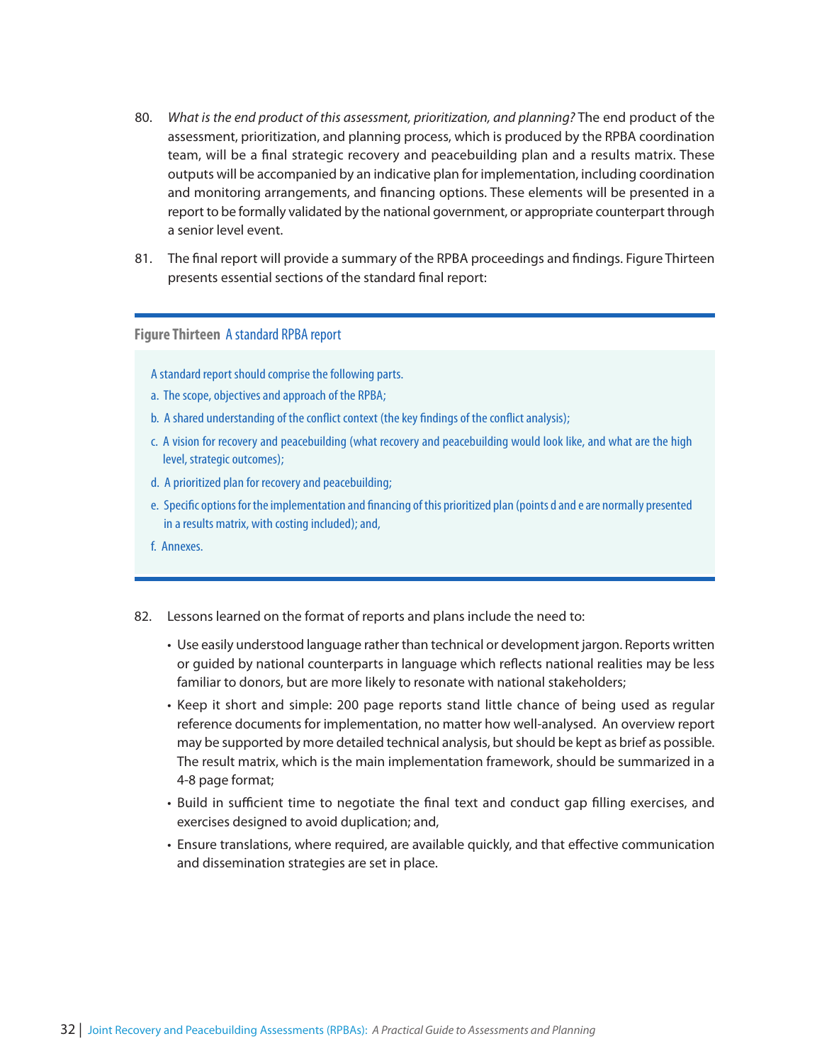80. *What is the end product of this assessment, prioritization, and planning?* The end product of the assessment, prioritization, and planning process, which is produced by the RPBA coordination team, will be a final strategic recovery and peacebuilding plan and a results matrix. These outputs will be accompanied by an indicative plan for implementation, including coordination and monitoring arrangements, and financing options. These elements will be presented in a report to be formally validated by the national government, or appropriate counterpart through a senior level event.

81. The final report will provide a summary of the RPBA proceedings and findings. Figure Thirteen presents essential sections of the standard final report:

**Figure Thirteen** A standard RPBA report

A standard report should comprise the following parts.

a. The scope, objectives and approach of the RPBA;

b. A shared understanding of the conflict context (the key findings of the conflict analysis);

c. A vision for recovery and peacebuilding (what recovery and peacebuilding would look like, and what are the high level, strategic outcomes);

d. A prioritized plan for recovery and peacebuilding;

e. Specific options for the implementation and financing of this prioritized plan (points d and e are normally presented in a results matrix, with costing included); and,

f. Annexes.

82. Lessons learned on the format of reports and plans include the need to:

- Use easily understood language rather than technical or development jargon. Reports written or guided by national counterparts in language which reflects national realities may be less familiar to donors, but are more likely to resonate with national stakeholders;
- Keep it short and simple: 200 page reports stand little chance of being used as regular reference documents for implementation, no matter how well-analysed. An overview report may be supported by more detailed technical analysis, but should be kept as brief as possible. The result matrix, which is the main implementation framework, should be summarized in a 4-8 page format;
- Build in sufficient time to negotiate the final text and conduct gap filling exercises, and exercises designed to avoid duplication; and,
- Ensure translations, where required, are available quickly, and that effective communication and dissemination strategies are set in place.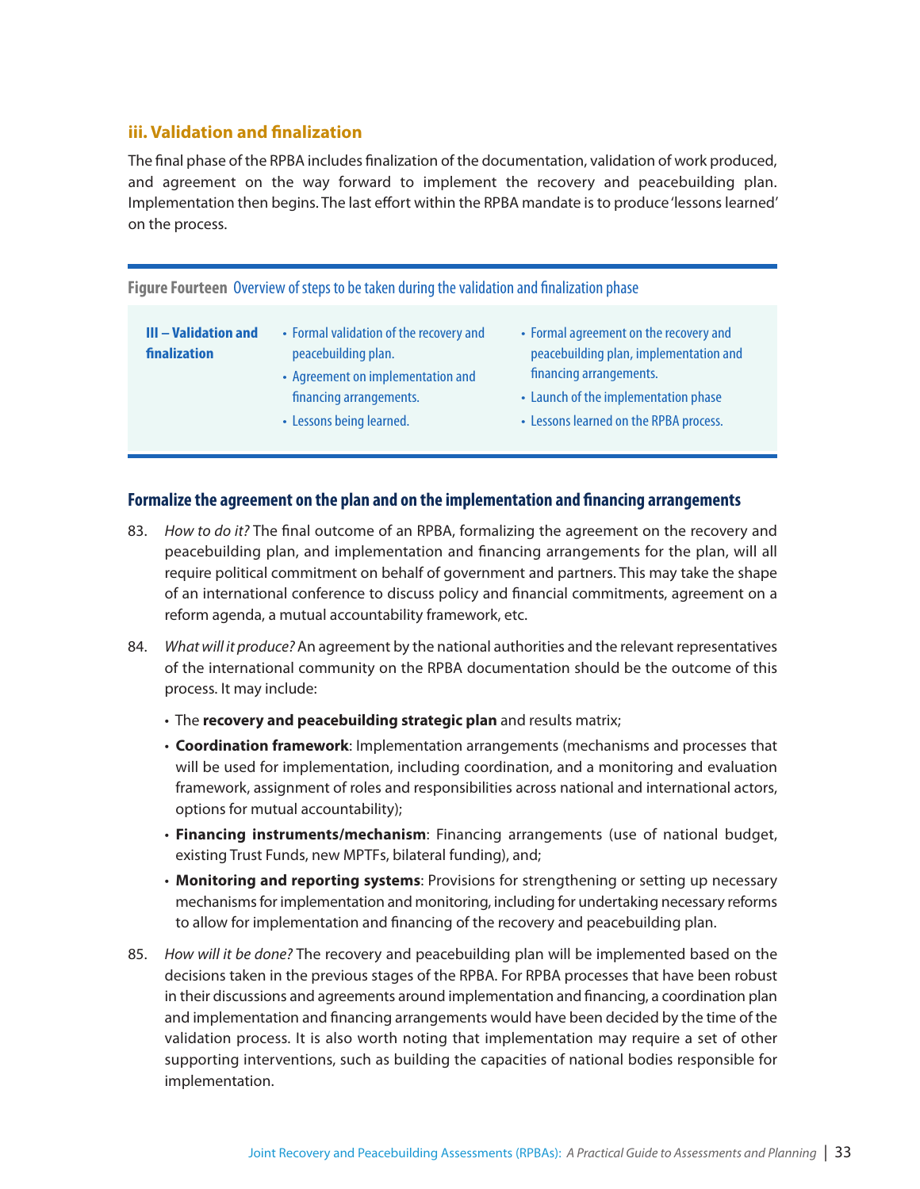### iii. Validation and finalization

The final phase of the RPBA includes finalization of the documentation, validation of work produced, and agreement on the way forward to implement the recovery and peacebuilding plan. Implementation then begins. The last effort within the RPBA mandate is to produce 'lessons learned' on the process.

**Figure Fourteen** Overview of steps to be taken during the validation and finalization phase

| | | |
|---|---|---|
| **III – Validation and finalization** | • Formal validation of the recovery and peacebuilding plan.<br>• Agreement on implementation and financing arrangements.<br>• Lessons being learned. | • Formal agreement on the recovery and peacebuilding plan, implementation and financing arrangements.<br>• Launch of the implementation phase<br>• Lessons learned on the RPBA process. |

#### Formalize the agreement on the plan and on the implementation and financing arrangements

83. *How to do it?* The final outcome of an RPBA, formalizing the agreement on the recovery and peacebuilding plan, and implementation and financing arrangements for the plan, will all require political commitment on behalf of government and partners. This may take the shape of an international conference to discuss policy and financial commitments, agreement on a reform agenda, a mutual accountability framework, etc.

84. *What will it produce?* An agreement by the national authorities and the relevant representatives of the international community on the RPBA documentation should be the outcome of this process. It may include:
    - The **recovery and peacebuilding strategic plan** and results matrix;
    - **Coordination framework**: Implementation arrangements (mechanisms and processes that will be used for implementation, including coordination, and a monitoring and evaluation framework, assignment of roles and responsibilities across national and international actors, options for mutual accountability);
    - **Financing instruments/mechanism**: Financing arrangements (use of national budget, existing Trust Funds, new MPTFs, bilateral funding), and;
    - **Monitoring and reporting systems**: Provisions for strengthening or setting up necessary mechanisms for implementation and monitoring, including for undertaking necessary reforms to allow for implementation and financing of the recovery and peacebuilding plan.

85. *How will it be done?* The recovery and peacebuilding plan will be implemented based on the decisions taken in the previous stages of the RPBA. For RPBA processes that have been robust in their discussions and agreements around implementation and financing, a coordination plan and implementation and financing arrangements would have been decided by the time of the validation process. It is also worth noting that implementation may require a set of other supporting interventions, such as building the capacities of national bodies responsible for implementation.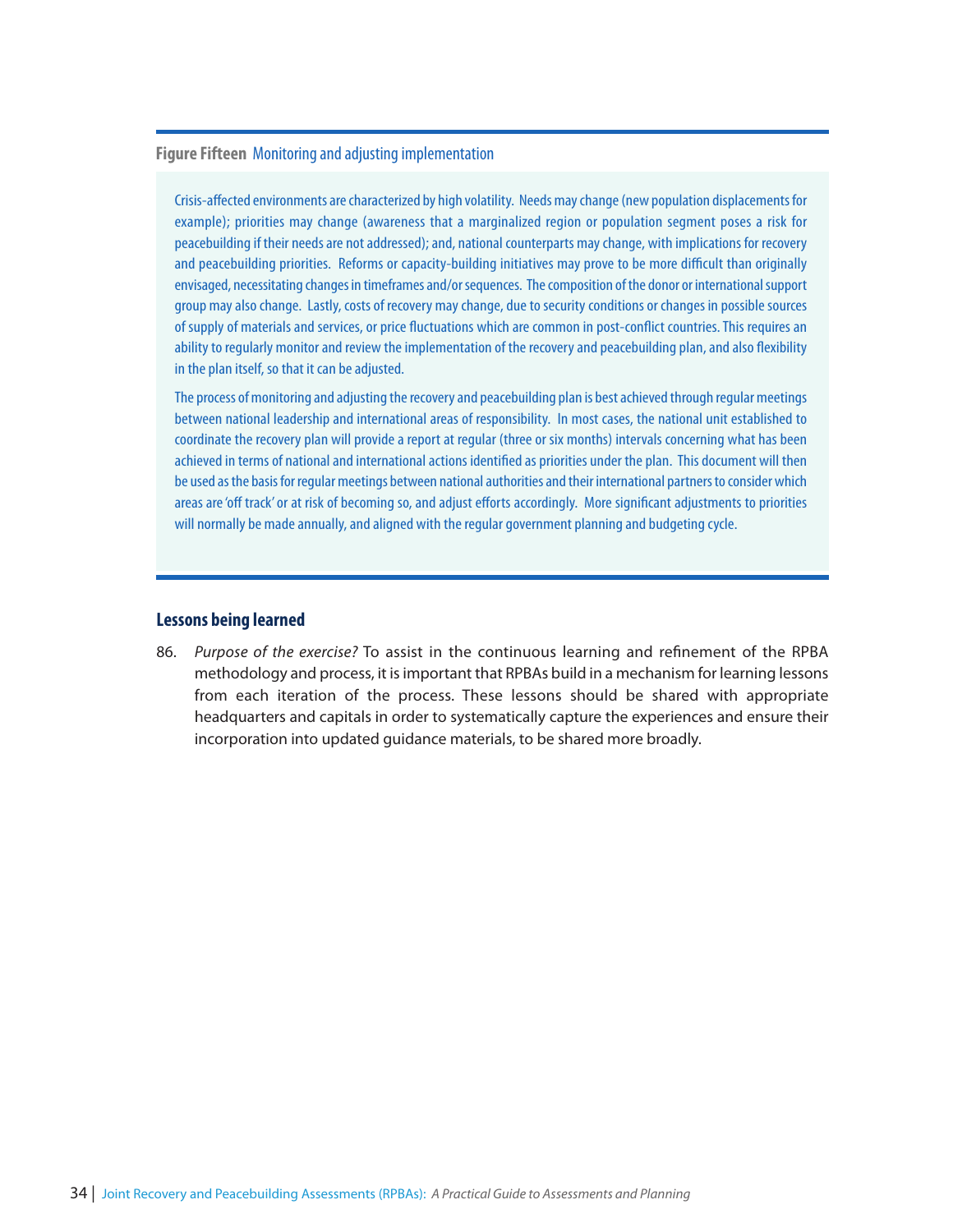**Figure Fifteen** Monitoring and adjusting implementation

Crisis-affected environments are characterized by high volatility. Needs may change (new population displacements for example); priorities may change (awareness that a marginalized region or population segment poses a risk for peacebuilding if their needs are not addressed); and, national counterparts may change, with implications for recovery and peacebuilding priorities. Reforms or capacity-building initiatives may prove to be more difficult than originally envisaged, necessitating changes in timeframes and/or sequences. The composition of the donor or international support group may also change. Lastly, costs of recovery may change, due to security conditions or changes in possible sources of supply of materials and services, or price fluctuations which are common in post-conflict countries. This requires an ability to regularly monitor and review the implementation of the recovery and peacebuilding plan, and also flexibility in the plan itself, so that it can be adjusted.

The process of monitoring and adjusting the recovery and peacebuilding plan is best achieved through regular meetings between national leadership and international areas of responsibility. In most cases, the national unit established to coordinate the recovery plan will provide a report at regular (three or six months) intervals concerning what has been achieved in terms of national and international actions identified as priorities under the plan. This document will then be used as the basis for regular meetings between national authorities and their international partners to consider which areas are 'off track' or at risk of becoming so, and adjust efforts accordingly. More significant adjustments to priorities will normally be made annually, and aligned with the regular government planning and budgeting cycle.

## Lessons being learned

86. *Purpose of the exercise?* To assist in the continuous learning and refinement of the RPBA methodology and process, it is important that RPBAs build in a mechanism for learning lessons from each iteration of the process. These lessons should be shared with appropriate headquarters and capitals in order to systematically capture the experiences and ensure their incorporation into updated guidance materials, to be shared more broadly.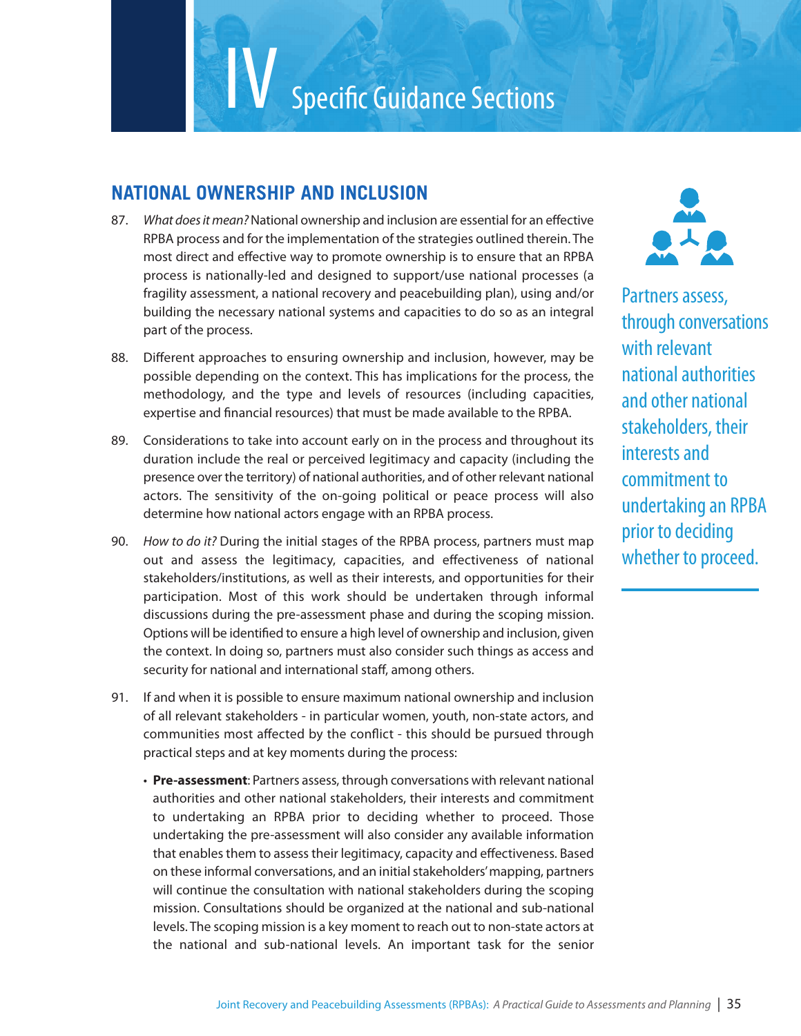# IV Specific Guidance Sections

## NATIONAL OWNERSHIP AND INCLUSION

87. *What does it mean?* National ownership and inclusion are essential for an effective RPBA process and for the implementation of the strategies outlined therein. The most direct and effective way to promote ownership is to ensure that an RPBA process is nationally-led and designed to support/use national processes (a fragility assessment, a national recovery and peacebuilding plan), using and/or building the necessary national systems and capacities to do so as an integral part of the process.

88. Different approaches to ensuring ownership and inclusion, however, may be possible depending on the context. This has implications for the process, the methodology, and the type and levels of resources (including capacities, expertise and financial resources) that must be made available to the RPBA.

89. Considerations to take into account early on in the process and throughout its duration include the real or perceived legitimacy and capacity (including the presence over the territory) of national authorities, and of other relevant national actors. The sensitivity of the on-going political or peace process will also determine how national actors engage with an RPBA process.

90. *How to do it?* During the initial stages of the RPBA process, partners must map out and assess the legitimacy, capacities, and effectiveness of national stakeholders/institutions, as well as their interests, and opportunities for their participation. Most of this work should be undertaken through informal discussions during the pre-assessment phase and during the scoping mission. Options will be identified to ensure a high level of ownership and inclusion, given the context. In doing so, partners must also consider such things as access and security for national and international staff, among others.

91. If and when it is possible to ensure maximum national ownership and inclusion of all relevant stakeholders - in particular women, youth, non-state actors, and communities most affected by the conflict - this should be pursued through practical steps and at key moments during the process:

    - **Pre-assessment**: Partners assess, through conversations with relevant national authorities and other national stakeholders, their interests and commitment to undertaking an RPBA prior to deciding whether to proceed. Those undertaking the pre-assessment will also consider any available information that enables them to assess their legitimacy, capacity and effectiveness. Based on these informal conversations, and an initial stakeholders' mapping, partners will continue the consultation with national stakeholders during the scoping mission. Consultations should be organized at the national and sub-national levels. The scoping mission is a key moment to reach out to non-state actors at the national and sub-national levels. An important task for the senior

Partners assess, through conversations with relevant national authorities and other national stakeholders, their interests and commitment to undertaking an RPBA prior to deciding whether to proceed.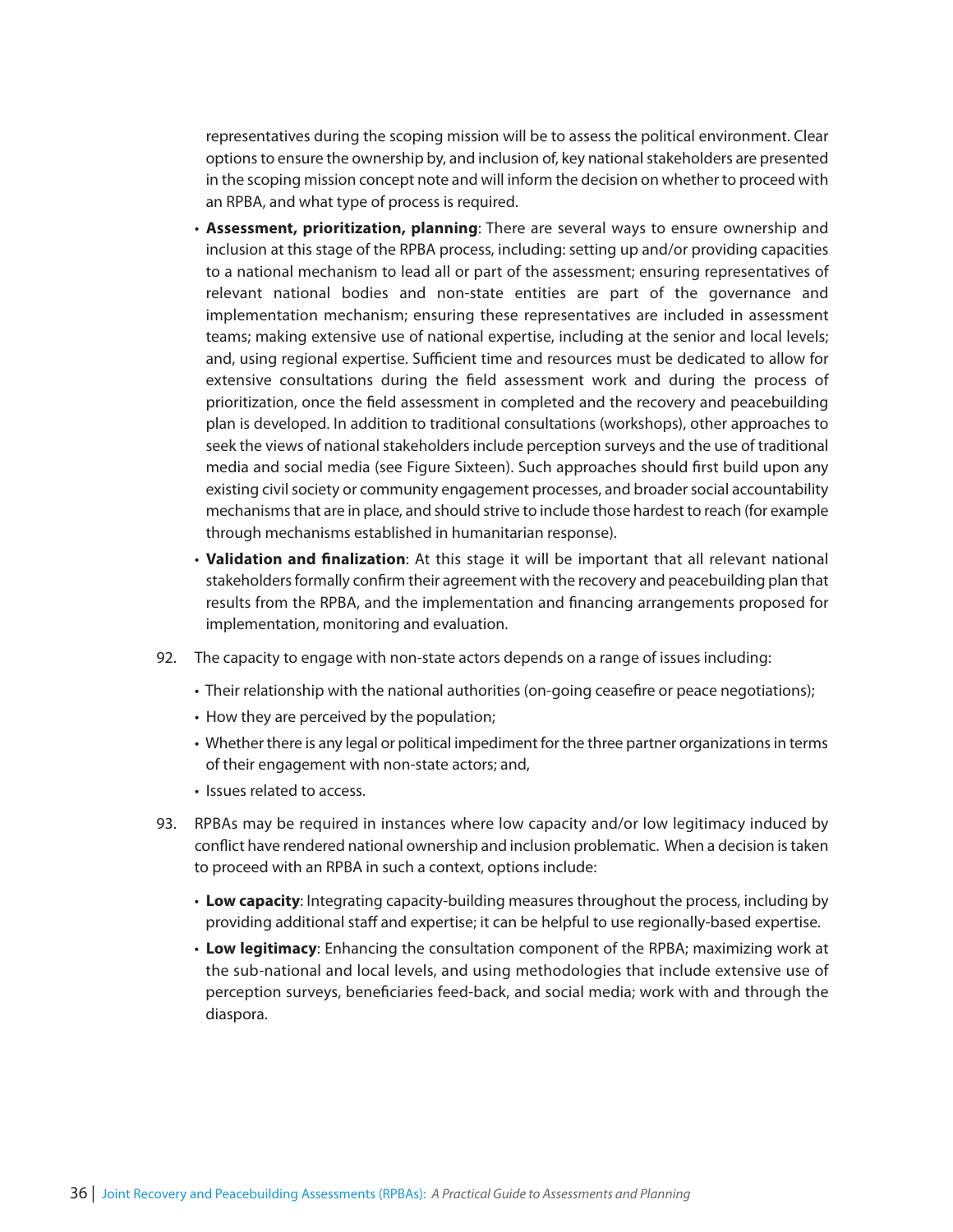representatives during the scoping mission will be to assess the political environment. Clear options to ensure the ownership by, and inclusion of, key national stakeholders are presented in the scoping mission concept note and will inform the decision on whether to proceed with an RPBA, and what type of process is required.

- **Assessment, prioritization, planning**: There are several ways to ensure ownership and inclusion at this stage of the RPBA process, including: setting up and/or providing capacities to a national mechanism to lead all or part of the assessment; ensuring representatives of relevant national bodies and non-state entities are part of the governance and implementation mechanism; ensuring these representatives are included in assessment teams; making extensive use of national expertise, including at the senior and local levels; and, using regional expertise. Sufficient time and resources must be dedicated to allow for extensive consultations during the field assessment work and during the process of prioritization, once the field assessment in completed and the recovery and peacebuilding plan is developed. In addition to traditional consultations (workshops), other approaches to seek the views of national stakeholders include perception surveys and the use of traditional media and social media (see Figure Sixteen). Such approaches should first build upon any existing civil society or community engagement processes, and broader social accountability mechanisms that are in place, and should strive to include those hardest to reach (for example through mechanisms established in humanitarian response).
- **Validation and finalization**: At this stage it will be important that all relevant national stakeholders formally confirm their agreement with the recovery and peacebuilding plan that results from the RPBA, and the implementation and financing arrangements proposed for implementation, monitoring and evaluation.

92. The capacity to engage with non-state actors depends on a range of issues including:

    - Their relationship with the national authorities (on-going ceasefire or peace negotiations);
    - How they are perceived by the population;
    - Whether there is any legal or political impediment for the three partner organizations in terms of their engagement with non-state actors; and,
    - Issues related to access.

93. RPBAs may be required in instances where low capacity and/or low legitimacy induced by conflict have rendered national ownership and inclusion problematic. When a decision is taken to proceed with an RPBA in such a context, options include:

    - **Low capacity**: Integrating capacity-building measures throughout the process, including by providing additional staff and expertise; it can be helpful to use regionally-based expertise.
    - **Low legitimacy**: Enhancing the consultation component of the RPBA; maximizing work at the sub-national and local levels, and using methodologies that include extensive use of perception surveys, beneficiaries feed-back, and social media; work with and through the diaspora.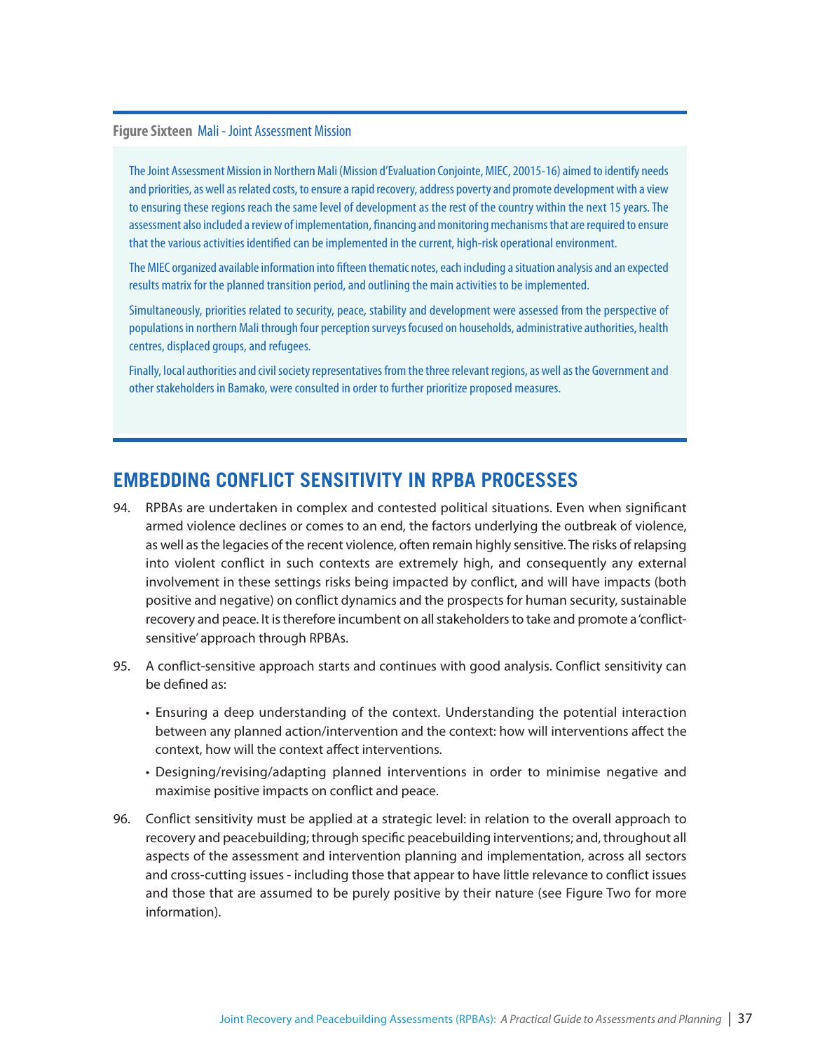**Figure Sixteen** Mali - Joint Assessment Mission

The Joint Assessment Mission in Northern Mali (Mission d'Evaluation Conjointe, MIEC, 20015-16) aimed to identify needs and priorities, as well as related costs, to ensure a rapid recovery, address poverty and promote development with a view to ensuring these regions reach the same level of development as the rest of the country within the next 15 years. The assessment also included a review of implementation, financing and monitoring mechanisms that are required to ensure that the various activities identified can be implemented in the current, high-risk operational environment.

The MIEC organized available information into fifteen thematic notes, each including a situation analysis and an expected results matrix for the planned transition period, and outlining the main activities to be implemented.

Simultaneously, priorities related to security, peace, stability and development were assessed from the perspective of populations in northern Mali through four perception surveys focused on households, administrative authorities, health centres, displaced groups, and refugees.

Finally, local authorities and civil society representatives from the three relevant regions, as well as the Government and other stakeholders in Bamako, were consulted in order to further prioritize proposed measures.

## EMBEDDING CONFLICT SENSITIVITY IN RPBA PROCESSES

94. RPBAs are undertaken in complex and contested political situations. Even when significant armed violence declines or comes to an end, the factors underlying the outbreak of violence, as well as the legacies of the recent violence, often remain highly sensitive. The risks of relapsing into violent conflict in such contexts are extremely high, and consequently any external involvement in these settings risks being impacted by conflict, and will have impacts (both positive and negative) on conflict dynamics and the prospects for human security, sustainable recovery and peace. It is therefore incumbent on all stakeholders to take and promote a 'conflict-sensitive' approach through RPBAs.

95. A conflict-sensitive approach starts and continues with good analysis. Conflict sensitivity can be defined as:

    - Ensuring a deep understanding of the context. Understanding the potential interaction between any planned action/intervention and the context: how will interventions affect the context, how will the context affect interventions.
    - Designing/revising/adapting planned interventions in order to minimise negative and maximise positive impacts on conflict and peace.

96. Conflict sensitivity must be applied at a strategic level: in relation to the overall approach to recovery and peacebuilding; through specific peacebuilding interventions; and, throughout all aspects of the assessment and intervention planning and implementation, across all sectors and cross-cutting issues - including those that appear to have little relevance to conflict issues and those that are assumed to be purely positive by their nature (see Figure Two for more information).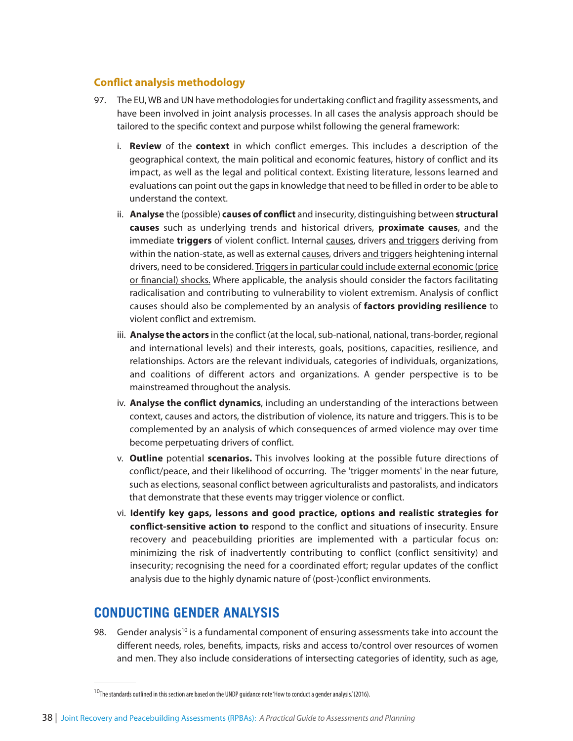### Conflict analysis methodology

97. The EU, WB and UN have methodologies for undertaking conflict and fragility assessments, and have been involved in joint analysis processes. In all cases the analysis approach should be tailored to the specific context and purpose whilst following the general framework:

    i. **Review** of the **context** in which conflict emerges. This includes a description of the geographical context, the main political and economic features, history of conflict and its impact, as well as the legal and political context. Existing literature, lessons learned and evaluations can point out the gaps in knowledge that need to be filled in order to be able to understand the context.

    ii. **Analyse** the (possible) **causes of conflict** and insecurity, distinguishing between **structural causes** such as underlying trends and historical drivers, **proximate causes**, and the immediate **triggers** of violent conflict. Internal causes, drivers and triggers deriving from within the nation-state, as well as external causes, drivers and triggers heightening internal drivers, need to be considered. Triggers in particular could include external economic (price or financial) shocks. Where applicable, the analysis should consider the factors facilitating radicalisation and contributing to vulnerability to violent extremism. Analysis of conflict causes should also be complemented by an analysis of **factors providing resilience** to violent conflict and extremism.

    iii. **Analyse the actors** in the conflict (at the local, sub-national, national, trans-border, regional and international levels) and their interests, goals, positions, capacities, resilience, and relationships. Actors are the relevant individuals, categories of individuals, organizations, and coalitions of different actors and organizations. A gender perspective is to be mainstreamed throughout the analysis.

    iv. **Analyse the conflict dynamics**, including an understanding of the interactions between context, causes and actors, the distribution of violence, its nature and triggers. This is to be complemented by an analysis of which consequences of armed violence may over time become perpetuating drivers of conflict.

    v. **Outline** potential **scenarios.** This involves looking at the possible future directions of conflict/peace, and their likelihood of occurring. The 'trigger moments' in the near future, such as elections, seasonal conflict between agriculturalists and pastoralists, and indicators that demonstrate that these events may trigger violence or conflict.

    vi. **Identify key gaps, lessons and good practice, options and realistic strategies for conflict-sensitive action to** respond to the conflict and situations of insecurity. Ensure recovery and peacebuilding priorities are implemented with a particular focus on: minimizing the risk of inadvertently contributing to conflict (conflict sensitivity) and insecurity; recognising the need for a coordinated effort; regular updates of the conflict analysis due to the highly dynamic nature of (post-)conflict environments.

## CONDUCTING GENDER ANALYSIS

98. Gender analysis[10] is a fundamental component of ensuring assessments take into account the different needs, roles, benefits, impacts, risks and access to/control over resources of women and men. They also include considerations of intersecting categories of identity, such as age,

[10] The standards outlined in this section are based on the UNDP guidance note 'How to conduct a gender analysis.' (2016).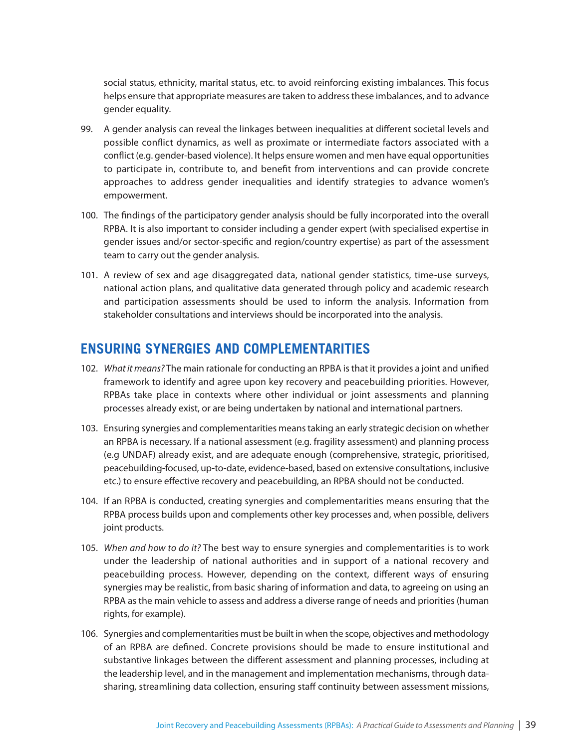social status, ethnicity, marital status, etc. to avoid reinforcing existing imbalances. This focus helps ensure that appropriate measures are taken to address these imbalances, and to advance gender equality.

99. A gender analysis can reveal the linkages between inequalities at different societal levels and possible conflict dynamics, as well as proximate or intermediate factors associated with a conflict (e.g. gender-based violence). It helps ensure women and men have equal opportunities to participate in, contribute to, and benefit from interventions and can provide concrete approaches to address gender inequalities and identify strategies to advance women's empowerment.

100. The findings of the participatory gender analysis should be fully incorporated into the overall RPBA. It is also important to consider including a gender expert (with specialised expertise in gender issues and/or sector-specific and region/country expertise) as part of the assessment team to carry out the gender analysis.

101. A review of sex and age disaggregated data, national gender statistics, time-use surveys, national action plans, and qualitative data generated through policy and academic research and participation assessments should be used to inform the analysis. Information from stakeholder consultations and interviews should be incorporated into the analysis.

## ENSURING SYNERGIES AND COMPLEMENTARITIES

102. *What it means?* The main rationale for conducting an RPBA is that it provides a joint and unified framework to identify and agree upon key recovery and peacebuilding priorities. However, RPBAs take place in contexts where other individual or joint assessments and planning processes already exist, or are being undertaken by national and international partners.

103. Ensuring synergies and complementarities means taking an early strategic decision on whether an RPBA is necessary. If a national assessment (e.g. fragility assessment) and planning process (e.g UNDAF) already exist, and are adequate enough (comprehensive, strategic, prioritised, peacebuilding-focused, up-to-date, evidence-based, based on extensive consultations, inclusive etc.) to ensure effective recovery and peacebuilding, an RPBA should not be conducted.

104. If an RPBA is conducted, creating synergies and complementarities means ensuring that the RPBA process builds upon and complements other key processes and, when possible, delivers joint products.

105. *When and how to do it?* The best way to ensure synergies and complementarities is to work under the leadership of national authorities and in support of a national recovery and peacebuilding process. However, depending on the context, different ways of ensuring synergies may be realistic, from basic sharing of information and data, to agreeing on using an RPBA as the main vehicle to assess and address a diverse range of needs and priorities (human rights, for example).

106. Synergies and complementarities must be built in when the scope, objectives and methodology of an RPBA are defined. Concrete provisions should be made to ensure institutional and substantive linkages between the different assessment and planning processes, including at the leadership level, and in the management and implementation mechanisms, through data-sharing, streamlining data collection, ensuring staff continuity between assessment missions,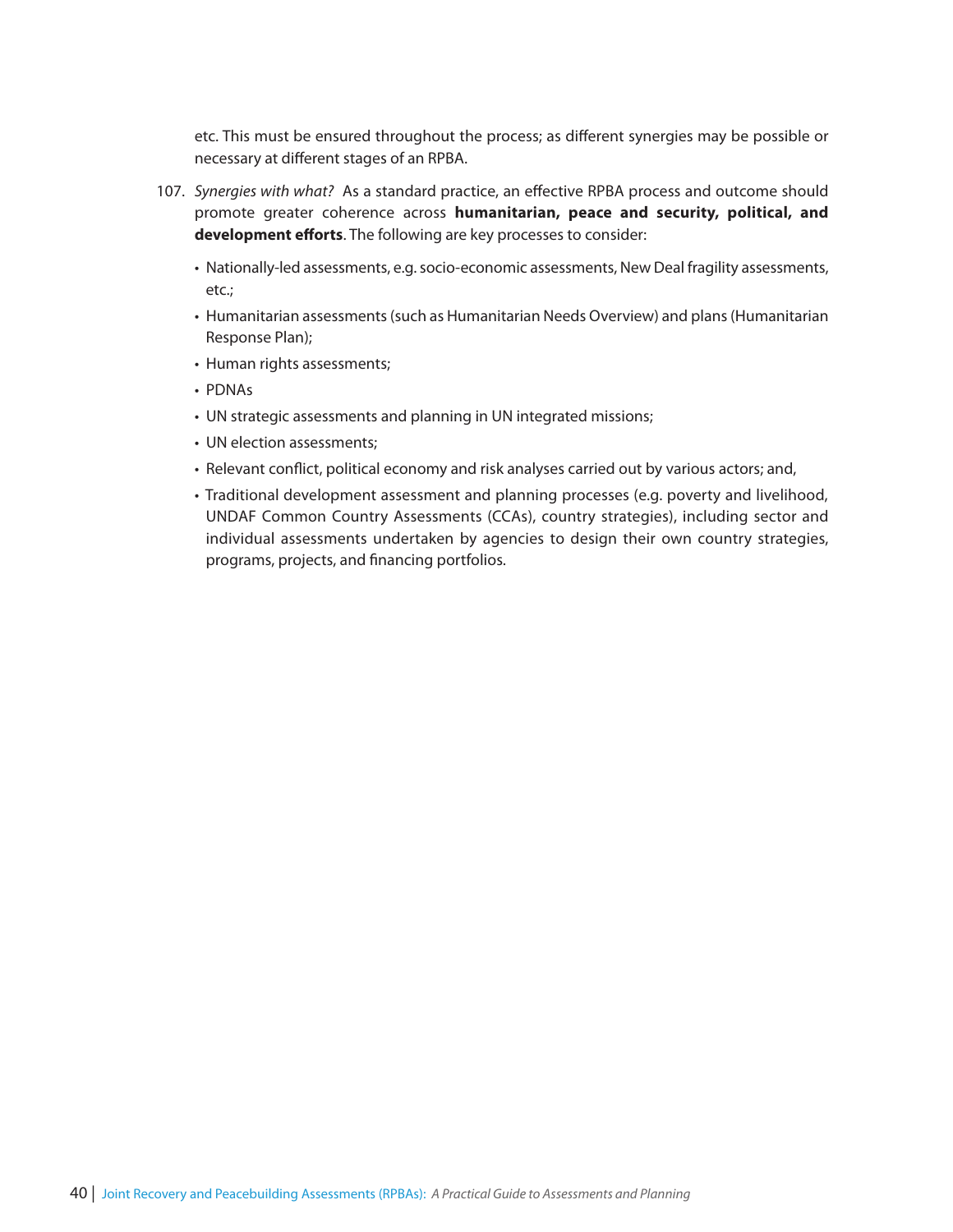etc. This must be ensured throughout the process; as different synergies may be possible or necessary at different stages of an RPBA.

107. *Synergies with what?* As a standard practice, an effective RPBA process and outcome should promote greater coherence across **humanitarian, peace and security, political, and development efforts**. The following are key processes to consider:

- Nationally-led assessments, e.g. socio-economic assessments, New Deal fragility assessments, etc.;
- Humanitarian assessments (such as Humanitarian Needs Overview) and plans (Humanitarian Response Plan);
- Human rights assessments;
- PDNAs
- UN strategic assessments and planning in UN integrated missions;
- UN election assessments;
- Relevant conflict, political economy and risk analyses carried out by various actors; and,
- Traditional development assessment and planning processes (e.g. poverty and livelihood, UNDAF Common Country Assessments (CCAs), country strategies), including sector and individual assessments undertaken by agencies to design their own country strategies, programs, projects, and financing portfolios.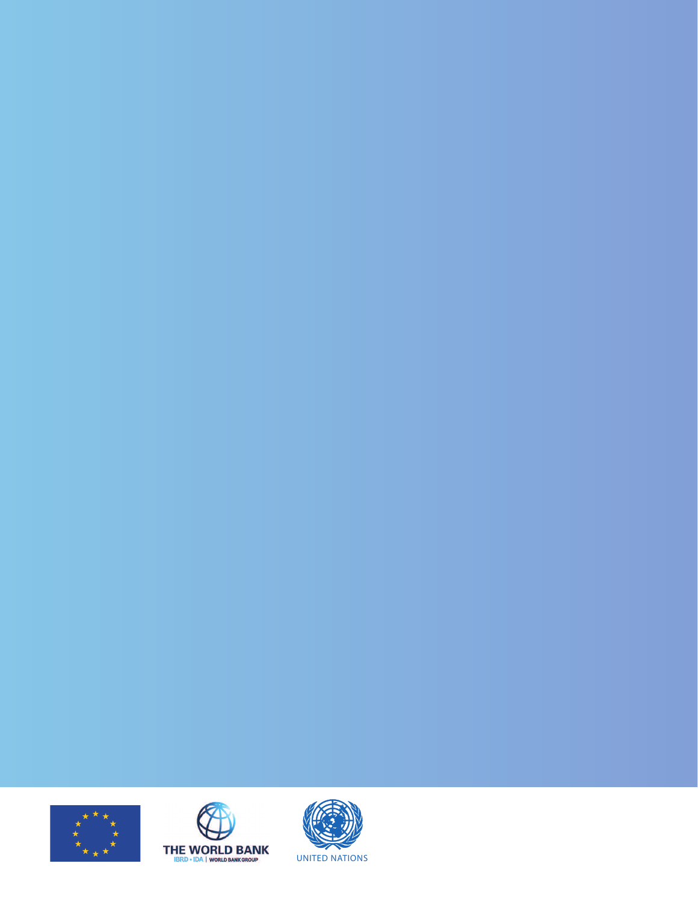THE WORLD BANK

IBRD • IDA | WORLD BANK GROUP

UNITED NATIONS